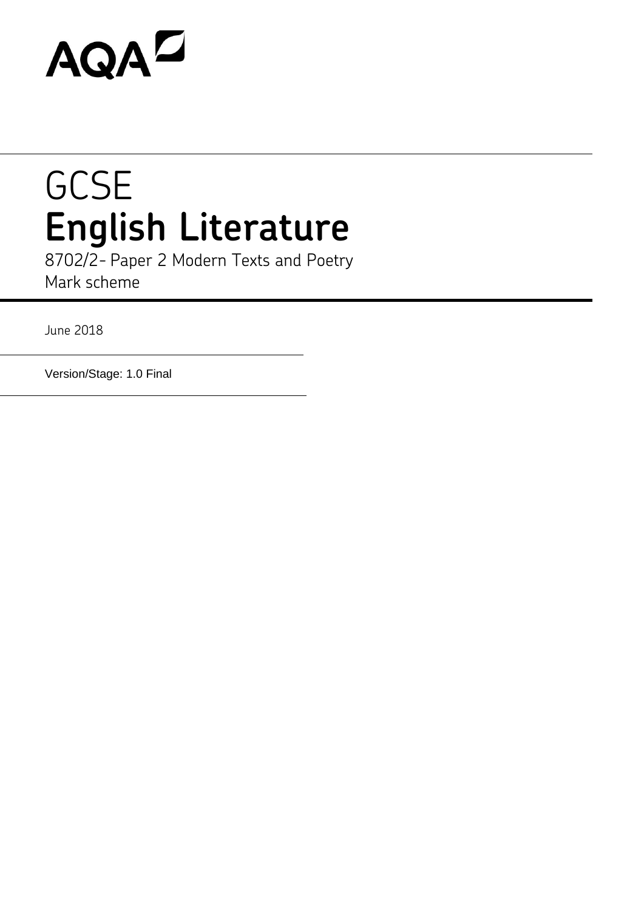AQA

# GCSE
# English Literature

8702/2- Paper 2 Modern Texts and Poetry
Mark scheme

June 2018

Version/Stage: 1.0 Final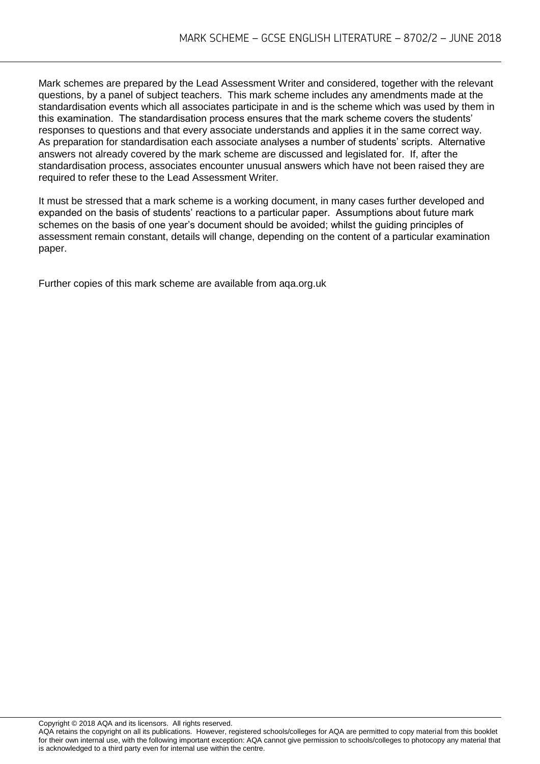Mark schemes are prepared by the Lead Assessment Writer and considered, together with the relevant questions, by a panel of subject teachers. This mark scheme includes any amendments made at the standardisation events which all associates participate in and is the scheme which was used by them in this examination. The standardisation process ensures that the mark scheme covers the students' responses to questions and that every associate understands and applies it in the same correct way. As preparation for standardisation each associate analyses a number of students' scripts. Alternative answers not already covered by the mark scheme are discussed and legislated for. If, after the standardisation process, associates encounter unusual answers which have not been raised they are required to refer these to the Lead Assessment Writer.

It must be stressed that a mark scheme is a working document, in many cases further developed and expanded on the basis of students' reactions to a particular paper. Assumptions about future mark schemes on the basis of one year's document should be avoided; whilst the guiding principles of assessment remain constant, details will change, depending on the content of a particular examination paper.

Further copies of this mark scheme are available from aqa.org.uk

Copyright © 2018 AQA and its licensors. All rights reserved.
AQA retains the copyright on all its publications. However, registered schools/colleges for AQA are permitted to copy material from this booklet for their own internal use, with the following important exception: AQA cannot give permission to schools/colleges to photocopy any material that is acknowledged to a third party even for internal use within the centre.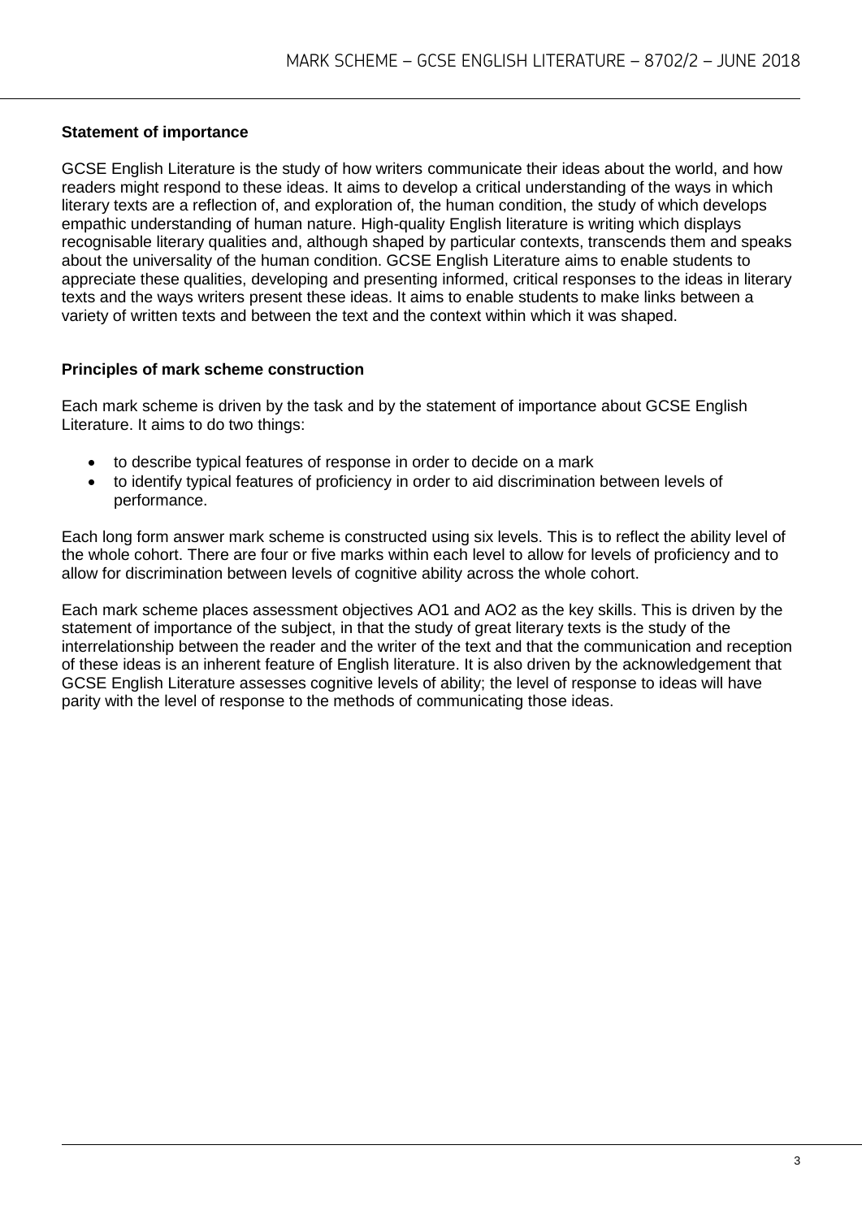**Statement of importance**

GCSE English Literature is the study of how writers communicate their ideas about the world, and how readers might respond to these ideas. It aims to develop a critical understanding of the ways in which literary texts are a reflection of, and exploration of, the human condition, the study of which develops empathic understanding of human nature. High-quality English literature is writing which displays recognisable literary qualities and, although shaped by particular contexts, transcends them and speaks about the universality of the human condition. GCSE English Literature aims to enable students to appreciate these qualities, developing and presenting informed, critical responses to the ideas in literary texts and the ways writers present these ideas. It aims to enable students to make links between a variety of written texts and between the text and the context within which it was shaped.

**Principles of mark scheme construction**

Each mark scheme is driven by the task and by the statement of importance about GCSE English Literature. It aims to do two things:

- to describe typical features of response in order to decide on a mark
- to identify typical features of proficiency in order to aid discrimination between levels of performance.

Each long form answer mark scheme is constructed using six levels. This is to reflect the ability level of the whole cohort. There are four or five marks within each level to allow for levels of proficiency and to allow for discrimination between levels of cognitive ability across the whole cohort.

Each mark scheme places assessment objectives AO1 and AO2 as the key skills. This is driven by the statement of importance of the subject, in that the study of great literary texts is the study of the interrelationship between the reader and the writer of the text and that the communication and reception of these ideas is an inherent feature of English literature. It is also driven by the acknowledgement that GCSE English Literature assesses cognitive levels of ability; the level of response to ideas will have parity with the level of response to the methods of communicating those ideas.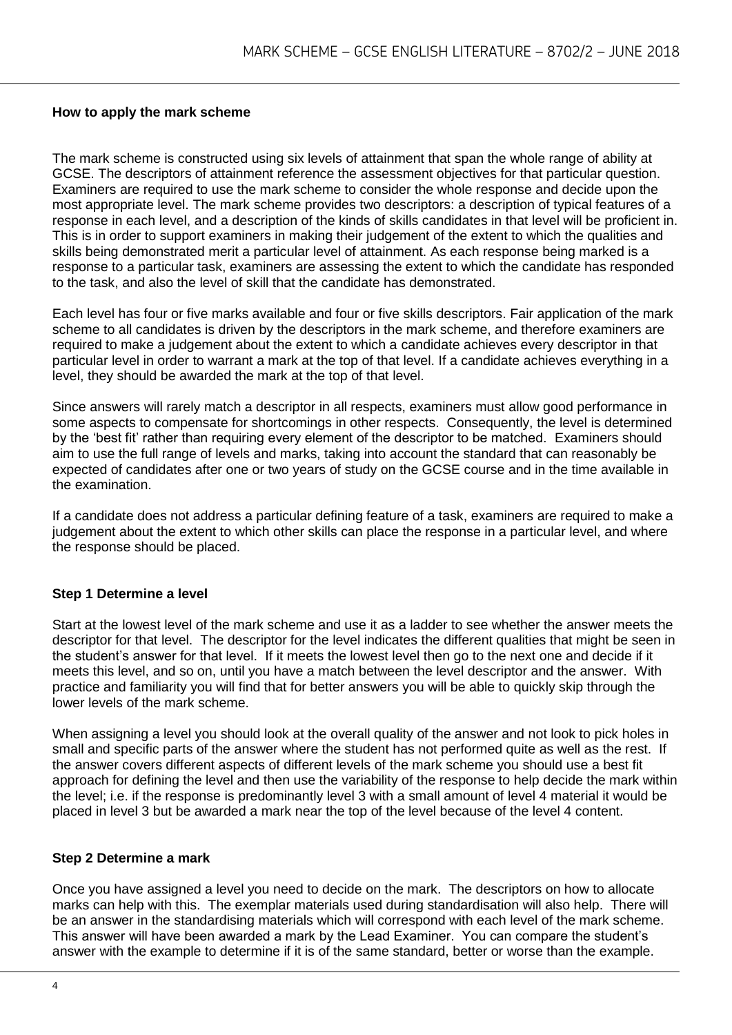### How to apply the mark scheme

The mark scheme is constructed using six levels of attainment that span the whole range of ability at GCSE. The descriptors of attainment reference the assessment objectives for that particular question. Examiners are required to use the mark scheme to consider the whole response and decide upon the most appropriate level. The mark scheme provides two descriptors: a description of typical features of a response in each level, and a description of the kinds of skills candidates in that level will be proficient in. This is in order to support examiners in making their judgement of the extent to which the qualities and skills being demonstrated merit a particular level of attainment. As each response being marked is a response to a particular task, examiners are assessing the extent to which the candidate has responded to the task, and also the level of skill that the candidate has demonstrated.

Each level has four or five marks available and four or five skills descriptors. Fair application of the mark scheme to all candidates is driven by the descriptors in the mark scheme, and therefore examiners are required to make a judgement about the extent to which a candidate achieves every descriptor in that particular level in order to warrant a mark at the top of that level. If a candidate achieves everything in a level, they should be awarded the mark at the top of that level.

Since answers will rarely match a descriptor in all respects, examiners must allow good performance in some aspects to compensate for shortcomings in other respects. Consequently, the level is determined by the 'best fit' rather than requiring every element of the descriptor to be matched. Examiners should aim to use the full range of levels and marks, taking into account the standard that can reasonably be expected of candidates after one or two years of study on the GCSE course and in the time available in the examination.

If a candidate does not address a particular defining feature of a task, examiners are required to make a judgement about the extent to which other skills can place the response in a particular level, and where the response should be placed.

### Step 1 Determine a level

Start at the lowest level of the mark scheme and use it as a ladder to see whether the answer meets the descriptor for that level. The descriptor for the level indicates the different qualities that might be seen in the student's answer for that level. If it meets the lowest level then go to the next one and decide if it meets this level, and so on, until you have a match between the level descriptor and the answer. With practice and familiarity you will find that for better answers you will be able to quickly skip through the lower levels of the mark scheme.

When assigning a level you should look at the overall quality of the answer and not look to pick holes in small and specific parts of the answer where the student has not performed quite as well as the rest. If the answer covers different aspects of different levels of the mark scheme you should use a best fit approach for defining the level and then use the variability of the response to help decide the mark within the level; i.e. if the response is predominantly level 3 with a small amount of level 4 material it would be placed in level 3 but be awarded a mark near the top of the level because of the level 4 content.

### Step 2 Determine a mark

Once you have assigned a level you need to decide on the mark. The descriptors on how to allocate marks can help with this. The exemplar materials used during standardisation will also help. There will be an answer in the standardising materials which will correspond with each level of the mark scheme. This answer will have been awarded a mark by the Lead Examiner. You can compare the student's answer with the example to determine if it is of the same standard, better or worse than the example.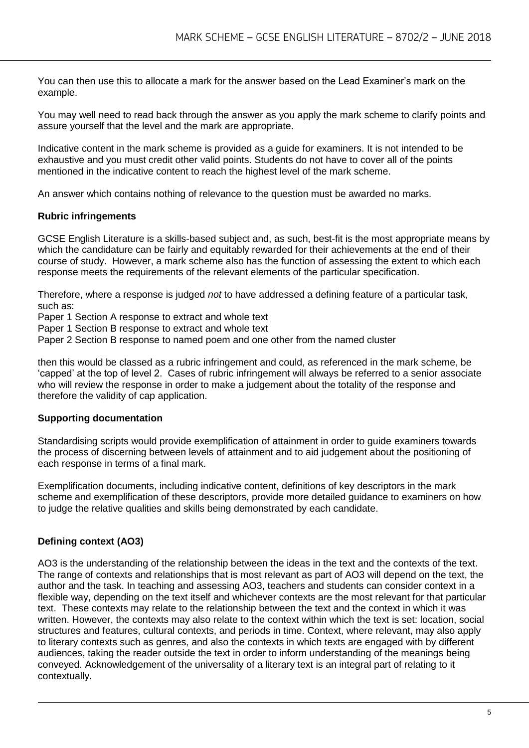You can then use this to allocate a mark for the answer based on the Lead Examiner's mark on the example.

You may well need to read back through the answer as you apply the mark scheme to clarify points and assure yourself that the level and the mark are appropriate.

Indicative content in the mark scheme is provided as a guide for examiners. It is not intended to be exhaustive and you must credit other valid points. Students do not have to cover all of the points mentioned in the indicative content to reach the highest level of the mark scheme.

An answer which contains nothing of relevance to the question must be awarded no marks.

**Rubric infringements**

GCSE English Literature is a skills-based subject and, as such, best-fit is the most appropriate means by which the candidature can be fairly and equitably rewarded for their achievements at the end of their course of study. However, a mark scheme also has the function of assessing the extent to which each response meets the requirements of the relevant elements of the particular specification.

Therefore, where a response is judged *not* to have addressed a defining feature of a particular task, such as:
Paper 1 Section A response to extract and whole text
Paper 1 Section B response to extract and whole text
Paper 2 Section B response to named poem and one other from the named cluster

then this would be classed as a rubric infringement and could, as referenced in the mark scheme, be 'capped' at the top of level 2. Cases of rubric infringement will always be referred to a senior associate who will review the response in order to make a judgement about the totality of the response and therefore the validity of cap application.

**Supporting documentation**

Standardising scripts would provide exemplification of attainment in order to guide examiners towards the process of discerning between levels of attainment and to aid judgement about the positioning of each response in terms of a final mark.

Exemplification documents, including indicative content, definitions of key descriptors in the mark scheme and exemplification of these descriptors, provide more detailed guidance to examiners on how to judge the relative qualities and skills being demonstrated by each candidate.

**Defining context (AO3)**

AO3 is the understanding of the relationship between the ideas in the text and the contexts of the text. The range of contexts and relationships that is most relevant as part of AO3 will depend on the text, the author and the task. In teaching and assessing AO3, teachers and students can consider context in a flexible way, depending on the text itself and whichever contexts are the most relevant for that particular text. These contexts may relate to the relationship between the text and the context in which it was written. However, the contexts may also relate to the context within which the text is set: location, social structures and features, cultural contexts, and periods in time. Context, where relevant, may also apply to literary contexts such as genres, and also the contexts in which texts are engaged with by different audiences, taking the reader outside the text in order to inform understanding of the meanings being conveyed. Acknowledgement of the universality of a literary text is an integral part of relating to it contextually.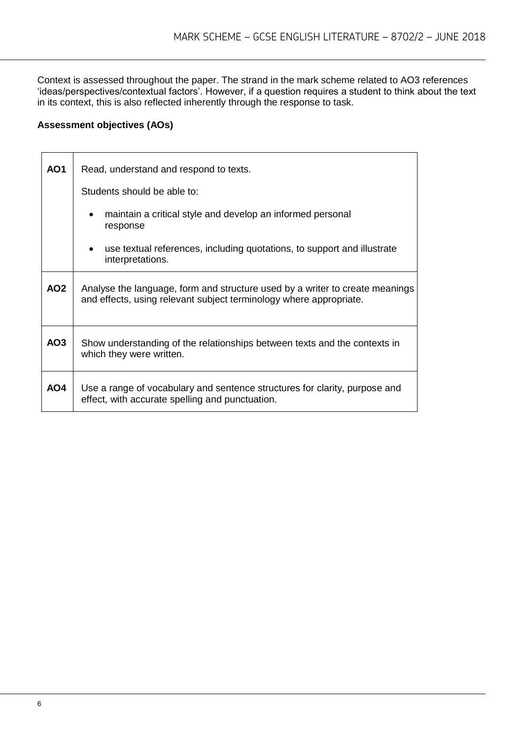Context is assessed throughout the paper. The strand in the mark scheme related to AO3 references 'ideas/perspectives/contextual factors'. However, if a question requires a student to think about the text in its context, this is also reflected inherently through the response to task.

**Assessment objectives (AOs)**

| | |
|---|---|
| **AO1** | Read, understand and respond to texts.<br><br>Students should be able to:<br><br>• maintain a critical style and develop an informed personal response<br><br>• use textual references, including quotations, to support and illustrate interpretations. |
| **AO2** | Analyse the language, form and structure used by a writer to create meanings and effects, using relevant subject terminology where appropriate. |
| **AO3** | Show understanding of the relationships between texts and the contexts in which they were written. |
| **AO4** | Use a range of vocabulary and sentence structures for clarity, purpose and effect, with accurate spelling and punctuation. |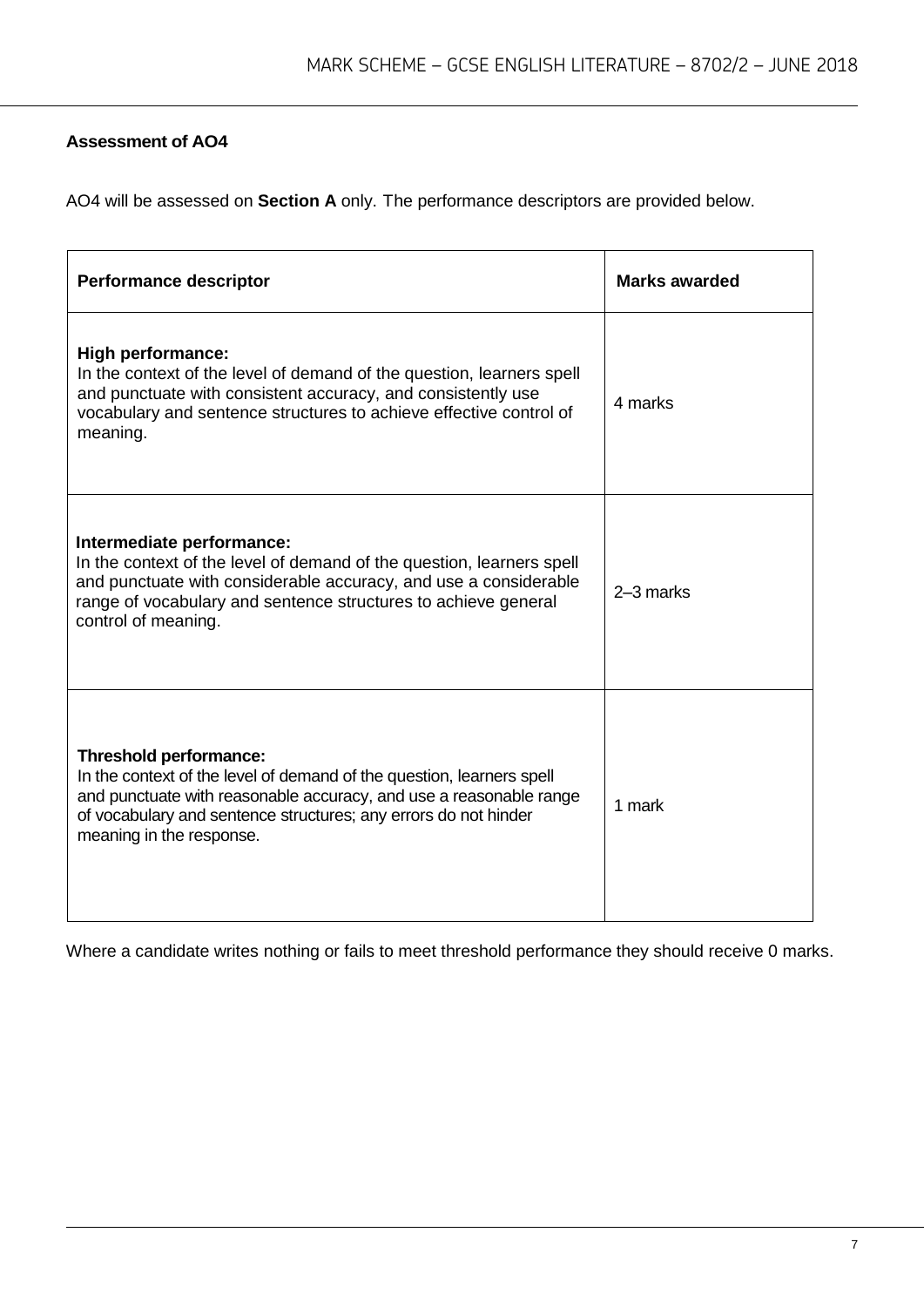**Assessment of AO4**

AO4 will be assessed on **Section A** only. The performance descriptors are provided below.

| Performance descriptor | Marks awarded |
|---|---|
| **High performance:**<br>In the context of the level of demand of the question, learners spell and punctuate with consistent accuracy, and consistently use vocabulary and sentence structures to achieve effective control of meaning. | 4 marks |
| **Intermediate performance:**<br>In the context of the level of demand of the question, learners spell and punctuate with considerable accuracy, and use a considerable range of vocabulary and sentence structures to achieve general control of meaning. | 2–3 marks |
| **Threshold performance:**<br>In the context of the level of demand of the question, learners spell and punctuate with reasonable accuracy, and use a reasonable range of vocabulary and sentence structures; any errors do not hinder meaning in the response. | 1 mark |

Where a candidate writes nothing or fails to meet threshold performance they should receive 0 marks.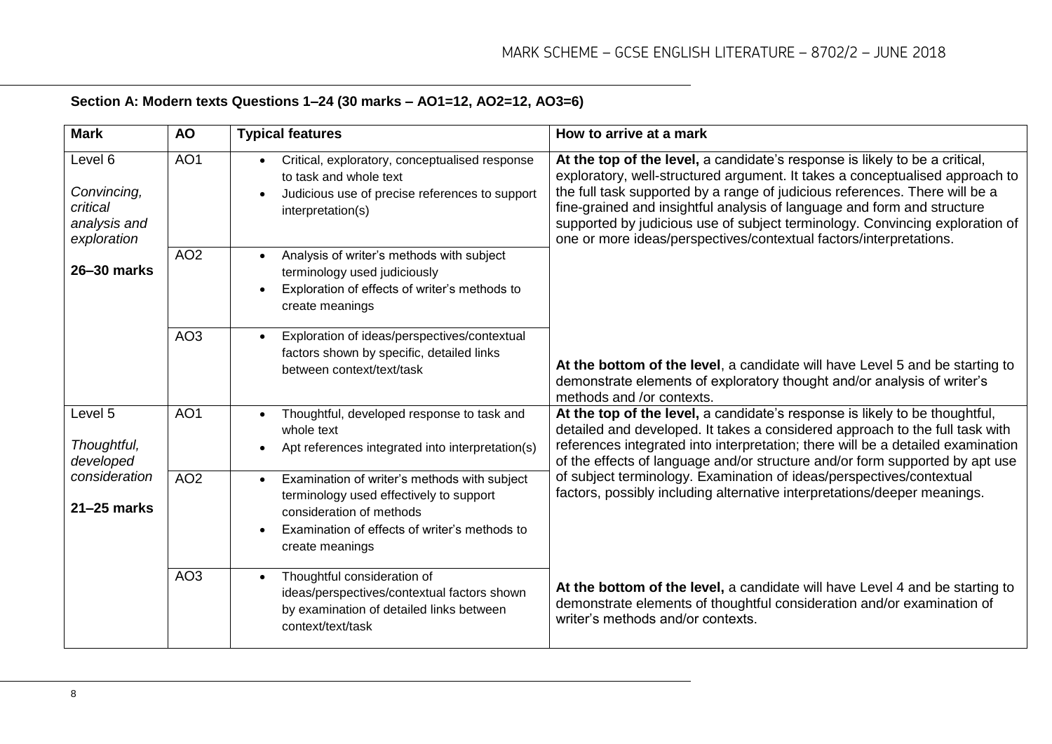**Section A: Modern texts Questions 1–24 (30 marks – AO1=12, AO2=12, AO3=6)**

| Mark | AO | Typical features | How to arrive at a mark |
|---|---|---|---|
| Level 6<br><br>*Convincing, critical analysis and exploration*<br><br>**26–30 marks** | AO1 | • Critical, exploratory, conceptualised response to task and whole text<br>• Judicious use of precise references to support interpretation(s) | **At the top of the level,** a candidate's response is likely to be a critical, exploratory, well-structured argument. It takes a conceptualised approach to the full task supported by a range of judicious references. There will be a fine-grained and insightful analysis of language and form and structure supported by judicious use of subject terminology. Convincing exploration of one or more ideas/perspectives/contextual factors/interpretations. |
| | AO2 | • Analysis of writer's methods with subject terminology used judiciously<br>• Exploration of effects of writer's methods to create meanings | |
| | AO3 | • Exploration of ideas/perspectives/contextual factors shown by specific, detailed links between context/text/task | **At the bottom of the level**, a candidate will have Level 5 and be starting to demonstrate elements of exploratory thought and/or analysis of writer's methods and /or contexts. |
| Level 5<br><br>*Thoughtful, developed consideration*<br><br>**21–25 marks** | AO1 | • Thoughtful, developed response to task and whole text<br>• Apt references integrated into interpretation(s) | **At the top of the level,** a candidate's response is likely to be thoughtful, detailed and developed. It takes a considered approach to the full task with references integrated into interpretation; there will be a detailed examination of the effects of language and/or structure and/or form supported by apt use of subject terminology. Examination of ideas/perspectives/contextual factors, possibly including alternative interpretations/deeper meanings. |
| | AO2 | • Examination of writer's methods with subject terminology used effectively to support consideration of methods<br>• Examination of effects of writer's methods to create meanings | |
| | AO3 | • Thoughtful consideration of ideas/perspectives/contextual factors shown by examination of detailed links between context/text/task | **At the bottom of the level,** a candidate will have Level 4 and be starting to demonstrate elements of thoughtful consideration and/or examination of writer's methods and/or contexts. |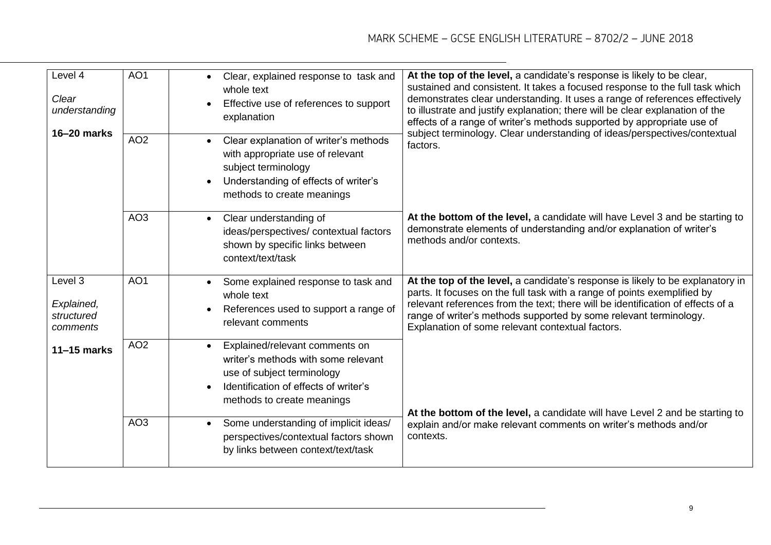| Level | AO | Skills descriptor | Guidance |
|---|---|---|---|
| Level 4<br><br>*Clear understanding*<br><br>**16–20 marks** | AO1 | • Clear, explained response to task and whole text<br>• Effective use of references to support explanation | **At the top of the level,** a candidate's response is likely to be clear, sustained and consistent. It takes a focused response to the full task which demonstrates clear understanding. It uses a range of references effectively to illustrate and justify explanation; there will be clear explanation of the effects of a range of writer's methods supported by appropriate use of subject terminology. Clear understanding of ideas/perspectives/contextual factors.<br><br>**At the bottom of the level,** a candidate will have Level 3 and be starting to demonstrate elements of understanding and/or explanation of writer's methods and/or contexts. |
| | AO2 | • Clear explanation of writer's methods with appropriate use of relevant subject terminology<br>• Understanding of effects of writer's methods to create meanings | |
| | AO3 | • Clear understanding of ideas/perspectives/ contextual factors shown by specific links between context/text/task | |
| Level 3<br><br>*Explained, structured comments*<br><br>**11–15 marks** | AO1 | • Some explained response to task and whole text<br>• References used to support a range of relevant comments | **At the top of the level,** a candidate's response is likely to be explanatory in parts. It focuses on the full task with a range of points exemplified by relevant references from the text; there will be identification of effects of a range of writer's methods supported by some relevant terminology. Explanation of some relevant contextual factors.<br><br>**At the bottom of the level,** a candidate will have Level 2 and be starting to explain and/or make relevant comments on writer's methods and/or contexts. |
| | AO2 | • Explained/relevant comments on writer's methods with some relevant use of subject terminology<br>• Identification of effects of writer's methods to create meanings | |
| | AO3 | • Some understanding of implicit ideas/ perspectives/contextual factors shown by links between context/text/task | |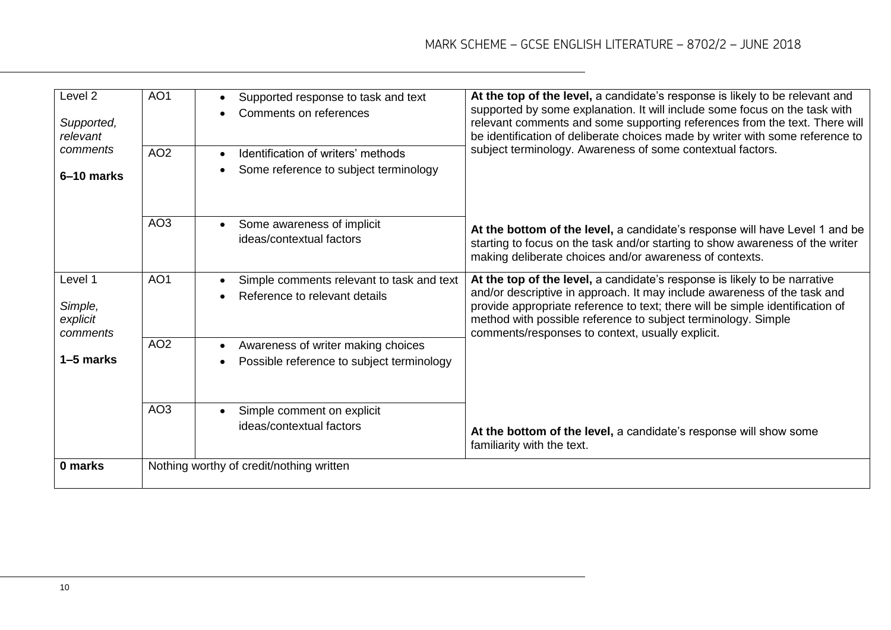| Level | AO | | Descriptor |
|---|---|---|---|
| Level 2<br><br>*Supported, relevant comments*<br><br>**6–10 marks** | AO1 | • Supported response to task and text<br>• Comments on references | **At the top of the level,** a candidate's response is likely to be relevant and supported by some explanation. It will include some focus on the task with relevant comments and some supporting references from the text. There will be identification of deliberate choices made by writer with some reference to subject terminology. Awareness of some contextual factors. |
| | AO2 | • Identification of writers' methods<br>• Some reference to subject terminology | |
| | AO3 | • Some awareness of implicit ideas/contextual factors | **At the bottom of the level,** a candidate's response will have Level 1 and be starting to focus on the task and/or starting to show awareness of the writer making deliberate choices and/or awareness of contexts. |
| Level 1<br><br>*Simple, explicit comments*<br><br>**1–5 marks** | AO1 | • Simple comments relevant to task and text<br>• Reference to relevant details | **At the top of the level,** a candidate's response is likely to be narrative and/or descriptive in approach. It may include awareness of the task and provide appropriate reference to text; there will be simple identification of method with possible reference to subject terminology. Simple comments/responses to context, usually explicit. |
| | AO2 | • Awareness of writer making choices<br>• Possible reference to subject terminology | |
| | AO3 | • Simple comment on explicit ideas/contextual factors | **At the bottom of the level,** a candidate's response will show some familiarity with the text. |
| **0 marks** | Nothing worthy of credit/nothing written | | |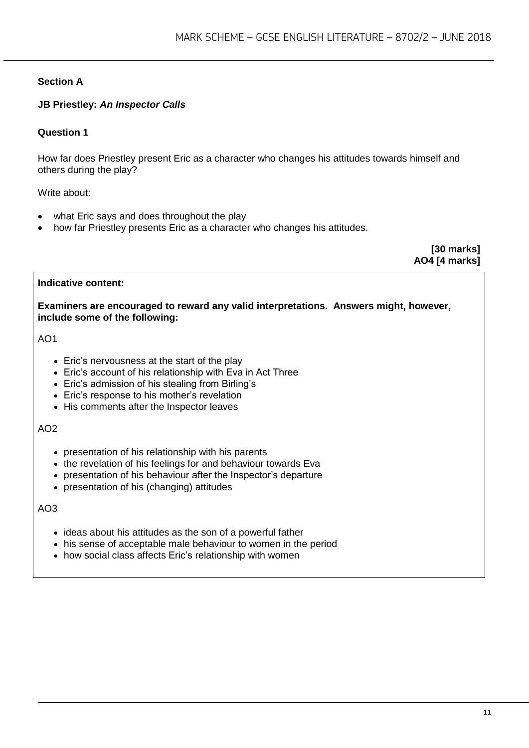## Section A

### JB Priestley: *An Inspector Calls*

**Question 1**

How far does Priestley present Eric as a character who changes his attitudes towards himself and others during the play?

Write about:

- what Eric says and does throughout the play
- how far Priestley presents Eric as a character who changes his attitudes.

**[30 marks]**
**AO4 [4 marks]**

**Indicative content:**

**Examiners are encouraged to reward any valid interpretations. Answers might, however, include some of the following:**

AO1

- Eric's nervousness at the start of the play
- Eric's account of his relationship with Eva in Act Three
- Eric's admission of his stealing from Birling's
- Eric's response to his mother's revelation
- His comments after the Inspector leaves

AO2

- presentation of his relationship with his parents
- the revelation of his feelings for and behaviour towards Eva
- presentation of his behaviour after the Inspector's departure
- presentation of his (changing) attitudes

AO3

- ideas about his attitudes as the son of a powerful father
- his sense of acceptable male behaviour to women in the period
- how social class affects Eric's relationship with women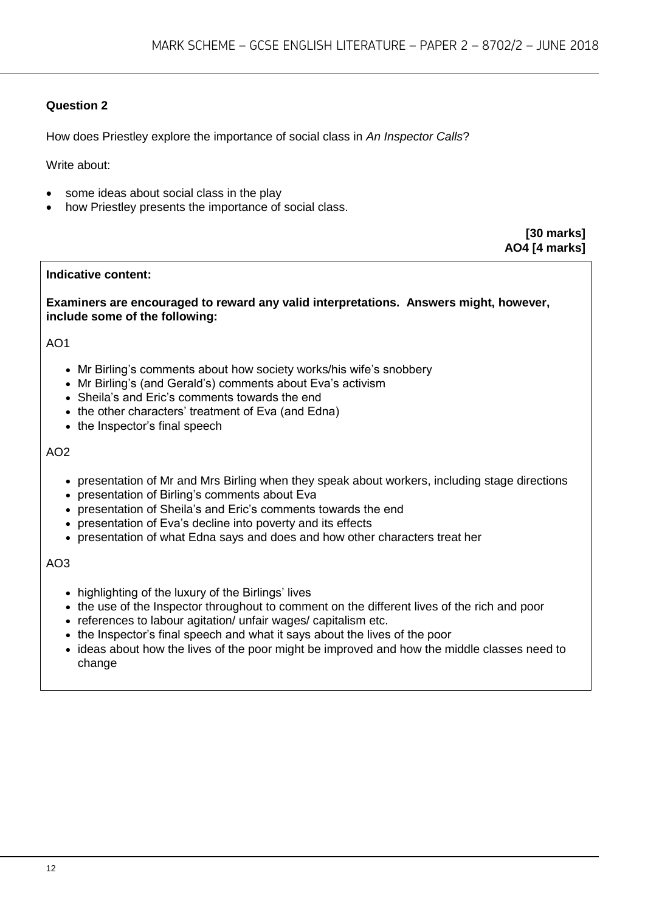## Question 2

How does Priestley explore the importance of social class in *An Inspector Calls*?

Write about:

- some ideas about social class in the play
- how Priestley presents the importance of social class.

**[30 marks]**
**AO4 [4 marks]**

**Indicative content:**

**Examiners are encouraged to reward any valid interpretations. Answers might, however, include some of the following:**

AO1

- Mr Birling's comments about how society works/his wife's snobbery
- Mr Birling's (and Gerald's) comments about Eva's activism
- Sheila's and Eric's comments towards the end
- the other characters' treatment of Eva (and Edna)
- the Inspector's final speech

AO2

- presentation of Mr and Mrs Birling when they speak about workers, including stage directions
- presentation of Birling's comments about Eva
- presentation of Sheila's and Eric's comments towards the end
- presentation of Eva's decline into poverty and its effects
- presentation of what Edna says and does and how other characters treat her

AO3

- highlighting of the luxury of the Birlings' lives
- the use of the Inspector throughout to comment on the different lives of the rich and poor
- references to labour agitation/ unfair wages/ capitalism etc.
- the Inspector's final speech and what it says about the lives of the poor
- ideas about how the lives of the poor might be improved and how the middle classes need to change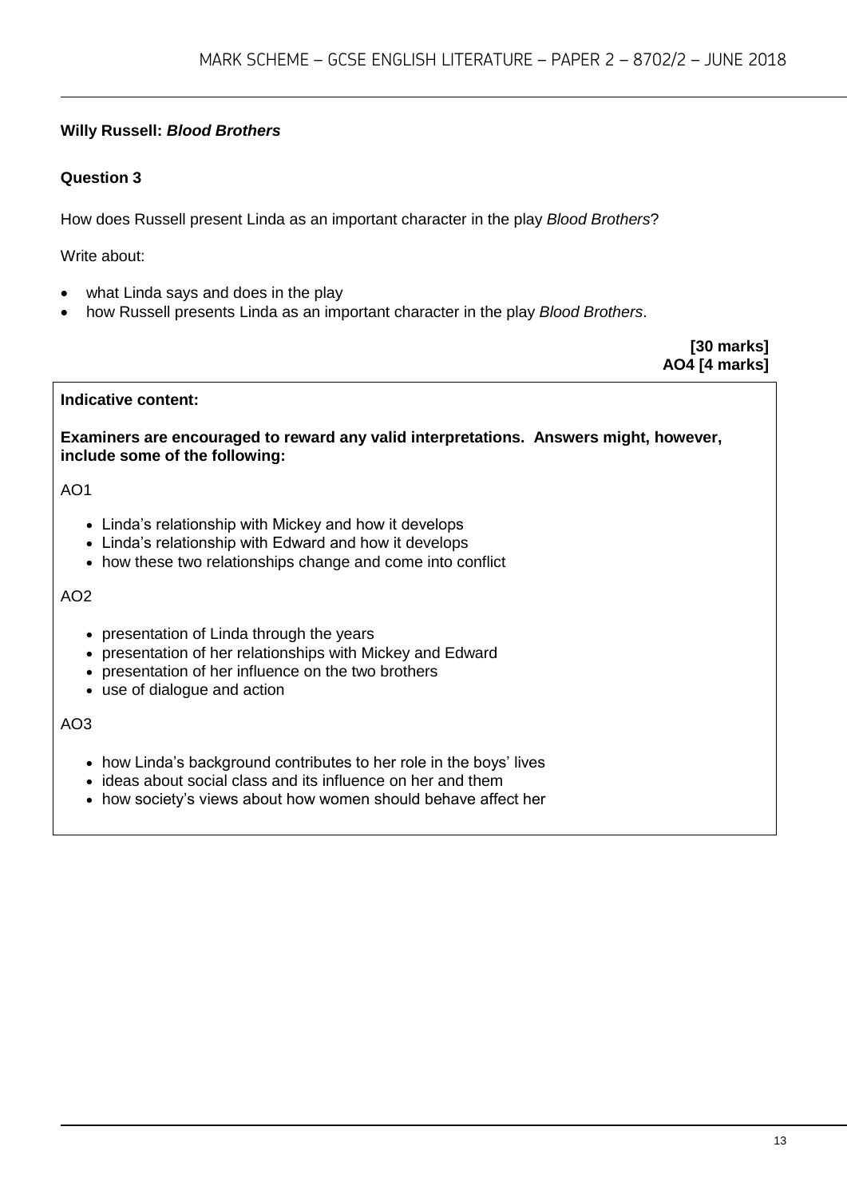**Willy Russell: *Blood Brothers***

**Question 3**

How does Russell present Linda as an important character in the play *Blood Brothers*?

Write about:

- what Linda says and does in the play
- how Russell presents Linda as an important character in the play *Blood Brothers*.

**[30 marks]**
**AO4 [4 marks]**

**Indicative content:**

**Examiners are encouraged to reward any valid interpretations. Answers might, however, include some of the following:**

AO1

- Linda's relationship with Mickey and how it develops
- Linda's relationship with Edward and how it develops
- how these two relationships change and come into conflict

AO2

- presentation of Linda through the years
- presentation of her relationships with Mickey and Edward
- presentation of her influence on the two brothers
- use of dialogue and action

AO3

- how Linda's background contributes to her role in the boys' lives
- ideas about social class and its influence on her and them
- how society's views about how women should behave affect her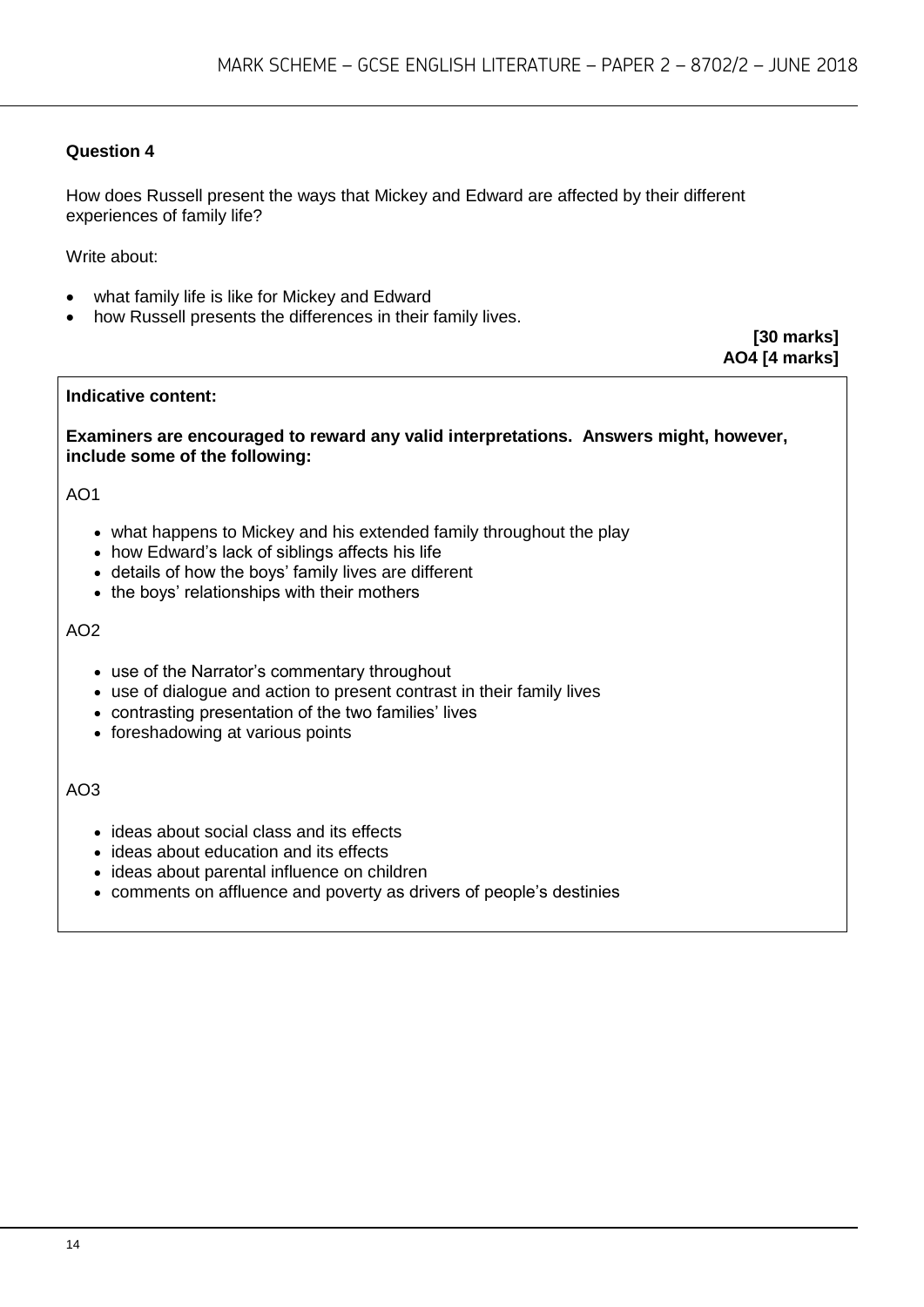## Question 4

How does Russell present the ways that Mickey and Edward are affected by their different experiences of family life?

Write about:

- what family life is like for Mickey and Edward
- how Russell presents the differences in their family lives.

**[30 marks]**
**AO4 [4 marks]**

**Indicative content:**

**Examiners are encouraged to reward any valid interpretations. Answers might, however, include some of the following:**

AO1

- what happens to Mickey and his extended family throughout the play
- how Edward's lack of siblings affects his life
- details of how the boys' family lives are different
- the boys' relationships with their mothers

AO2

- use of the Narrator's commentary throughout
- use of dialogue and action to present contrast in their family lives
- contrasting presentation of the two families' lives
- foreshadowing at various points

AO3

- ideas about social class and its effects
- ideas about education and its effects
- ideas about parental influence on children
- comments on affluence and poverty as drivers of people's destinies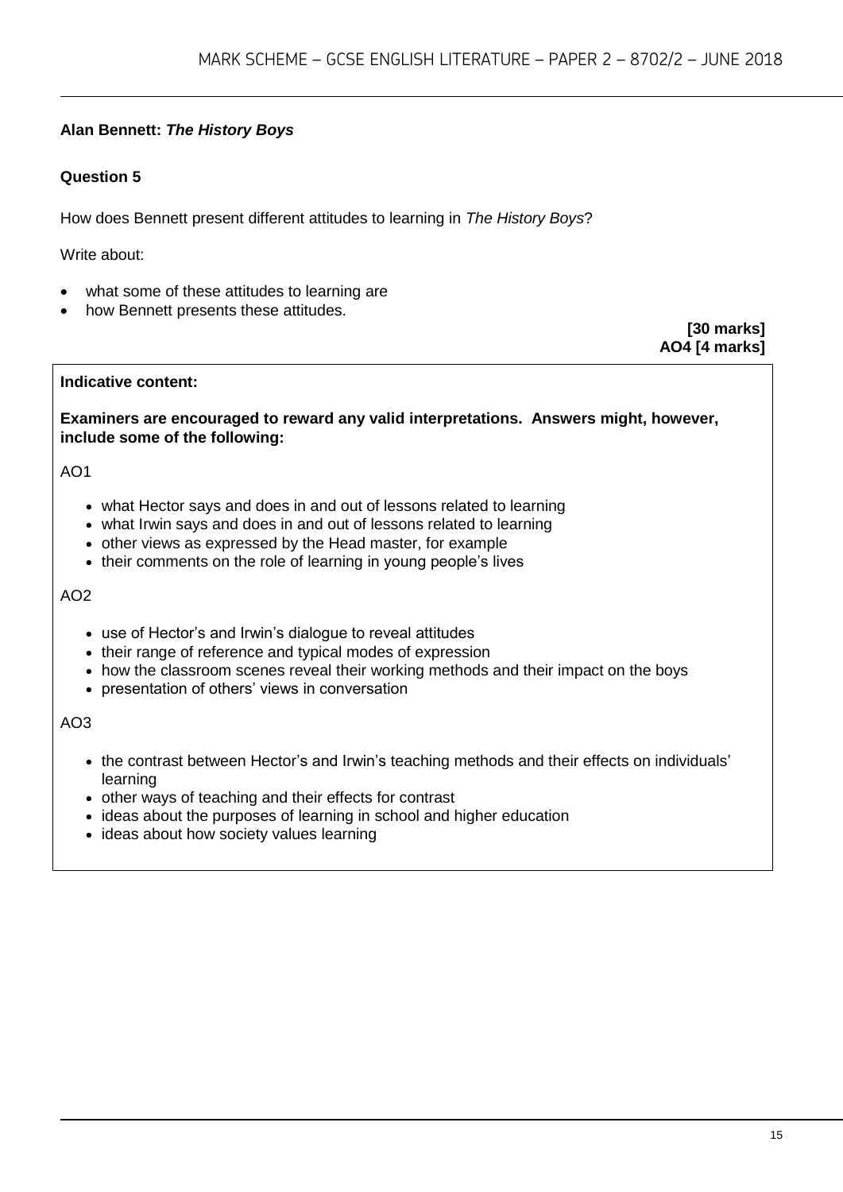**Alan Bennett: *The History Boys***

**Question 5**

How does Bennett present different attitudes to learning in *The History Boys*?

Write about:

- what some of these attitudes to learning are
- how Bennett presents these attitudes.

**[30 marks]**
**AO4 [4 marks]**

**Indicative content:**

**Examiners are encouraged to reward any valid interpretations. Answers might, however, include some of the following:**

AO1

- what Hector says and does in and out of lessons related to learning
- what Irwin says and does in and out of lessons related to learning
- other views as expressed by the Head master, for example
- their comments on the role of learning in young people's lives

AO2

- use of Hector's and Irwin's dialogue to reveal attitudes
- their range of reference and typical modes of expression
- how the classroom scenes reveal their working methods and their impact on the boys
- presentation of others' views in conversation

AO3

- the contrast between Hector's and Irwin's teaching methods and their effects on individuals' learning
- other ways of teaching and their effects for contrast
- ideas about the purposes of learning in school and higher education
- ideas about how society values learning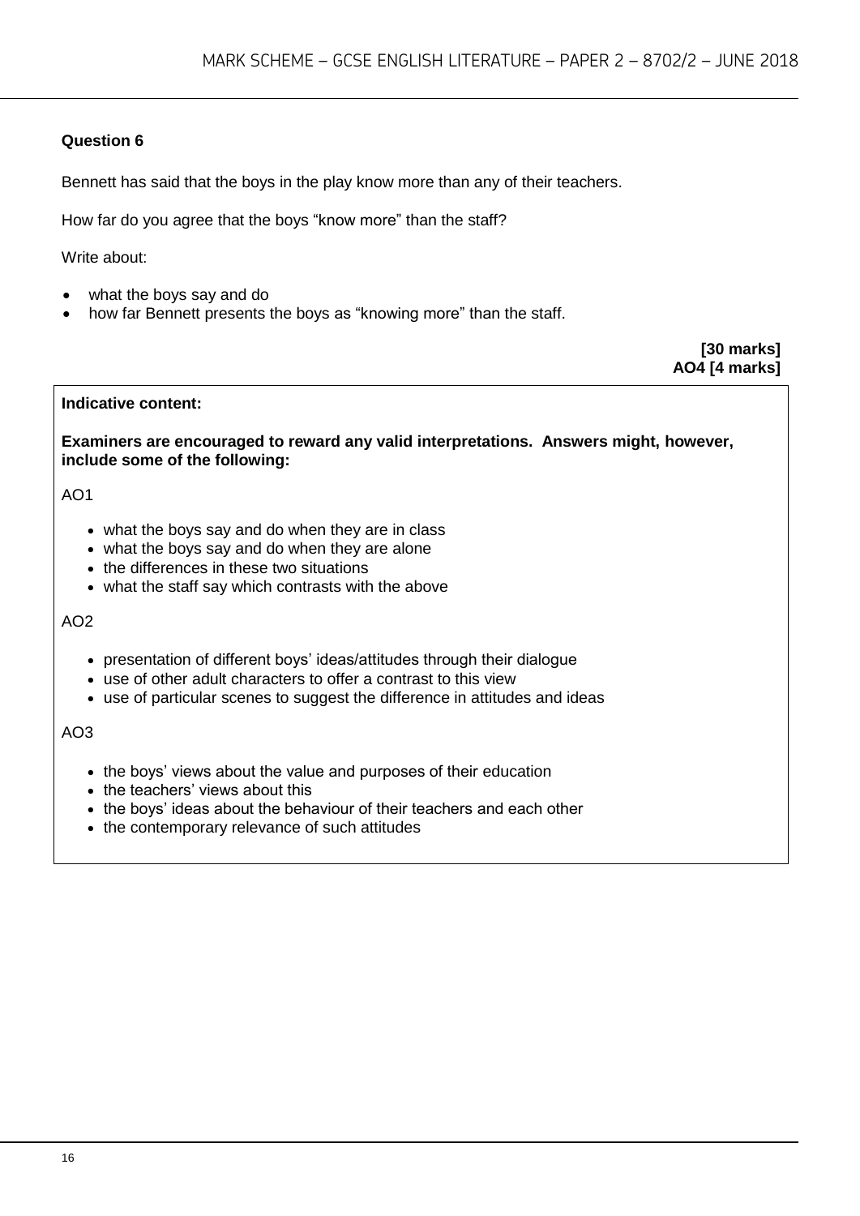**Question 6**

Bennett has said that the boys in the play know more than any of their teachers.

How far do you agree that the boys "know more" than the staff?

Write about:

- what the boys say and do
- how far Bennett presents the boys as "knowing more" than the staff.

**[30 marks]**
**AO4 [4 marks]**

**Indicative content:**

**Examiners are encouraged to reward any valid interpretations. Answers might, however, include some of the following:**

AO1

- what the boys say and do when they are in class
- what the boys say and do when they are alone
- the differences in these two situations
- what the staff say which contrasts with the above

AO2

- presentation of different boys' ideas/attitudes through their dialogue
- use of other adult characters to offer a contrast to this view
- use of particular scenes to suggest the difference in attitudes and ideas

AO3

- the boys' views about the value and purposes of their education
- the teachers' views about this
- the boys' ideas about the behaviour of their teachers and each other
- the contemporary relevance of such attitudes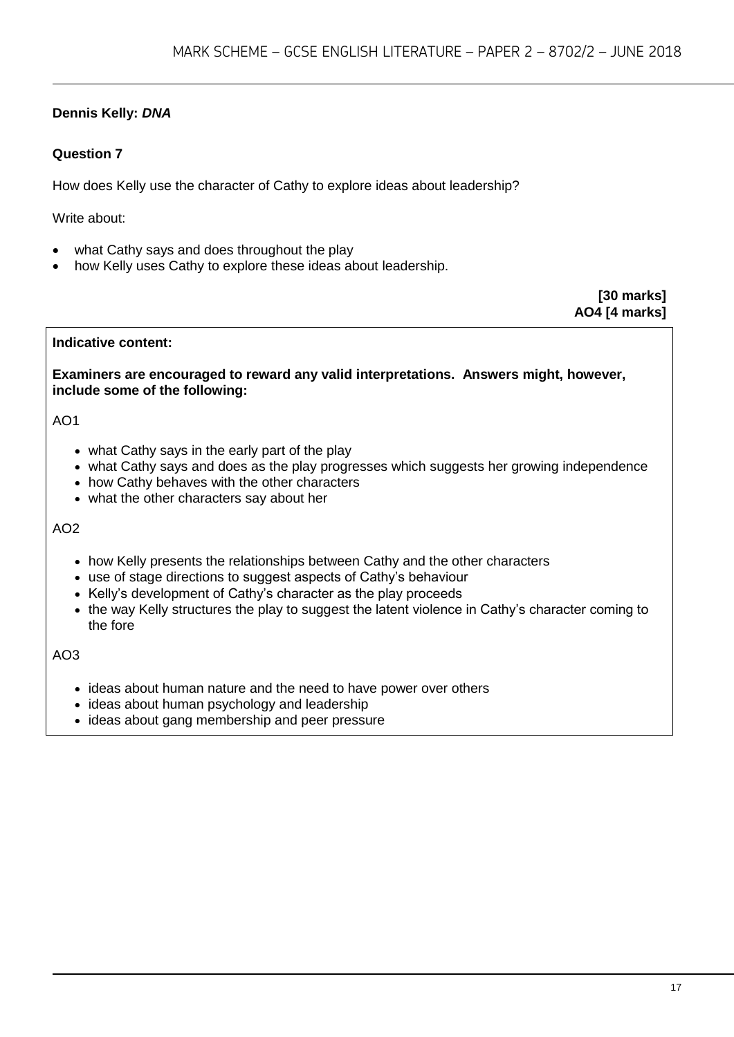**Dennis Kelly: *DNA***

**Question 7**

How does Kelly use the character of Cathy to explore ideas about leadership?

Write about:

- what Cathy says and does throughout the play
- how Kelly uses Cathy to explore these ideas about leadership.

**[30 marks]**
**AO4 [4 marks]**

**Indicative content:**

**Examiners are encouraged to reward any valid interpretations. Answers might, however, include some of the following:**

AO1

- what Cathy says in the early part of the play
- what Cathy says and does as the play progresses which suggests her growing independence
- how Cathy behaves with the other characters
- what the other characters say about her

AO2

- how Kelly presents the relationships between Cathy and the other characters
- use of stage directions to suggest aspects of Cathy's behaviour
- Kelly's development of Cathy's character as the play proceeds
- the way Kelly structures the play to suggest the latent violence in Cathy's character coming to the fore

AO3

- ideas about human nature and the need to have power over others
- ideas about human psychology and leadership
- ideas about gang membership and peer pressure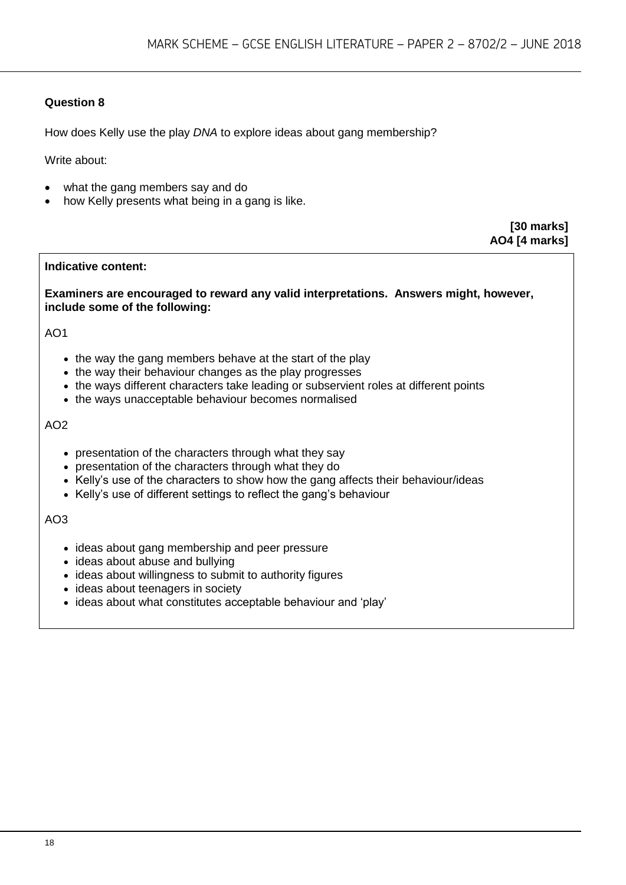**Question 8**

How does Kelly use the play *DNA* to explore ideas about gang membership?

Write about:

- what the gang members say and do
- how Kelly presents what being in a gang is like.

**[30 marks]**
**AO4 [4 marks]**

**Indicative content:**

**Examiners are encouraged to reward any valid interpretations. Answers might, however, include some of the following:**

AO1

- the way the gang members behave at the start of the play
- the way their behaviour changes as the play progresses
- the ways different characters take leading or subservient roles at different points
- the ways unacceptable behaviour becomes normalised

AO2

- presentation of the characters through what they say
- presentation of the characters through what they do
- Kelly's use of the characters to show how the gang affects their behaviour/ideas
- Kelly's use of different settings to reflect the gang's behaviour

AO3

- ideas about gang membership and peer pressure
- ideas about abuse and bullying
- ideas about willingness to submit to authority figures
- ideas about teenagers in society
- ideas about what constitutes acceptable behaviour and 'play'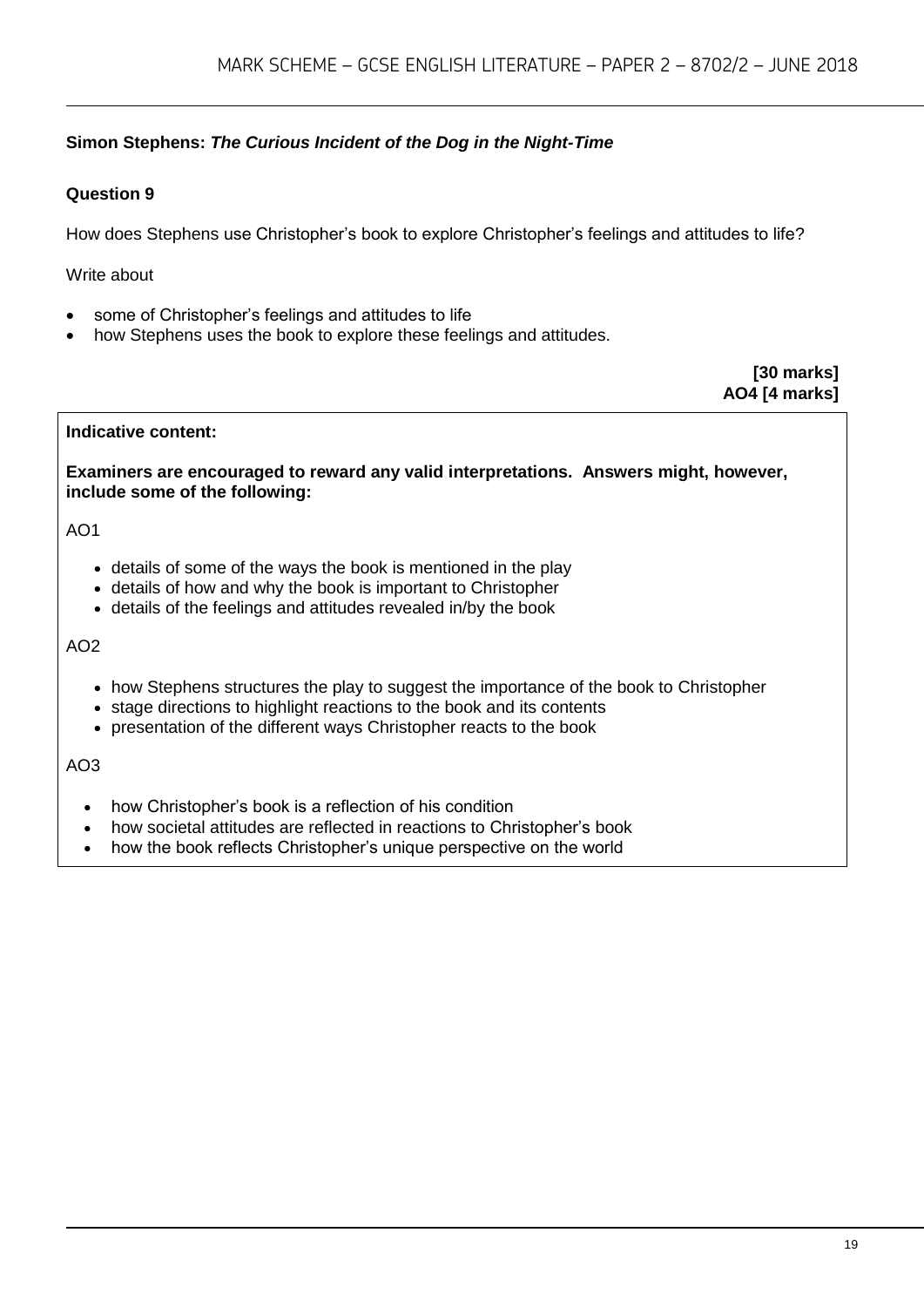**Simon Stephens: *The Curious Incident of the Dog in the Night-Time***

**Question 9**

How does Stephens use Christopher's book to explore Christopher's feelings and attitudes to life?

Write about

- some of Christopher's feelings and attitudes to life
- how Stephens uses the book to explore these feelings and attitudes.

**[30 marks]**
**AO4 [4 marks]**

**Indicative content:**

**Examiners are encouraged to reward any valid interpretations. Answers might, however, include some of the following:**

AO1

- details of some of the ways the book is mentioned in the play
- details of how and why the book is important to Christopher
- details of the feelings and attitudes revealed in/by the book

AO2

- how Stephens structures the play to suggest the importance of the book to Christopher
- stage directions to highlight reactions to the book and its contents
- presentation of the different ways Christopher reacts to the book

AO3

- how Christopher's book is a reflection of his condition
- how societal attitudes are reflected in reactions to Christopher's book
- how the book reflects Christopher's unique perspective on the world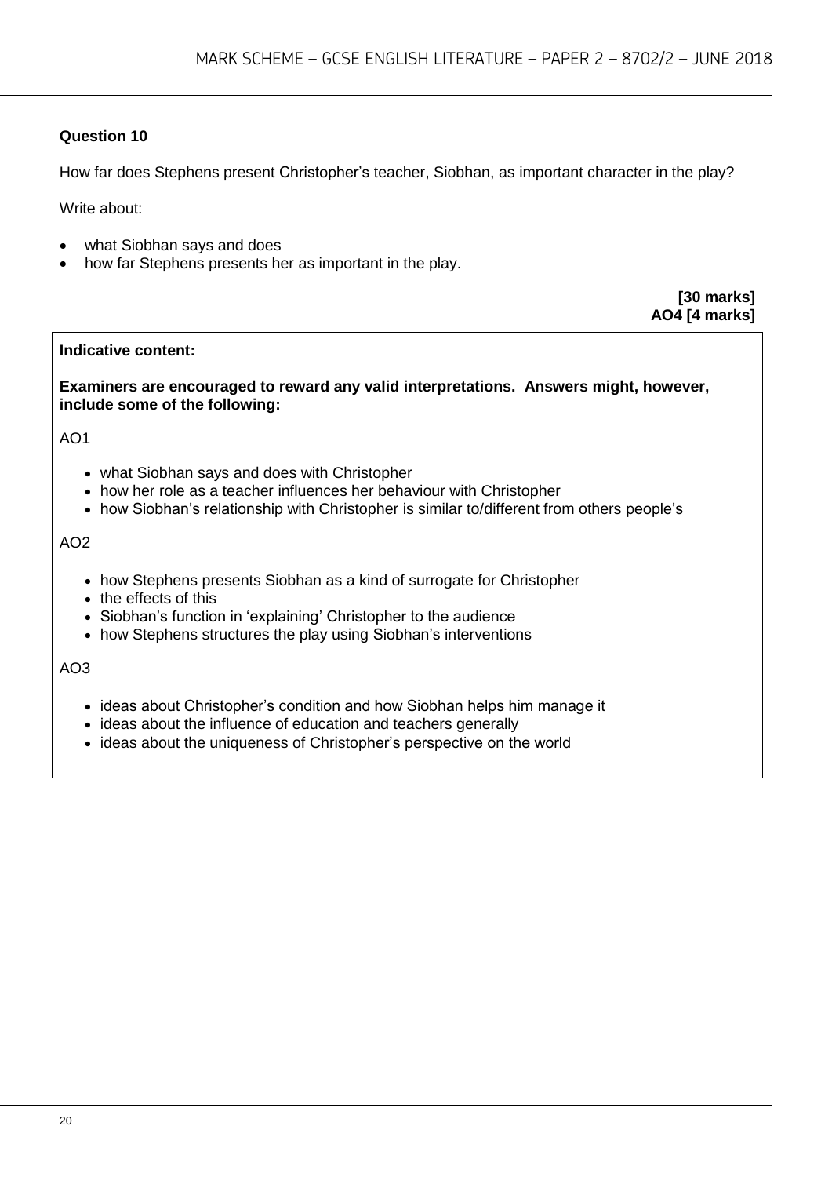**Question 10**

How far does Stephens present Christopher's teacher, Siobhan, as important character in the play?

Write about:

- what Siobhan says and does
- how far Stephens presents her as important in the play.

**[30 marks]**
**AO4 [4 marks]**

**Indicative content:**

**Examiners are encouraged to reward any valid interpretations. Answers might, however, include some of the following:**

AO1

- what Siobhan says and does with Christopher
- how her role as a teacher influences her behaviour with Christopher
- how Siobhan's relationship with Christopher is similar to/different from others people's

AO2

- how Stephens presents Siobhan as a kind of surrogate for Christopher
- the effects of this
- Siobhan's function in 'explaining' Christopher to the audience
- how Stephens structures the play using Siobhan's interventions

AO3

- ideas about Christopher's condition and how Siobhan helps him manage it
- ideas about the influence of education and teachers generally
- ideas about the uniqueness of Christopher's perspective on the world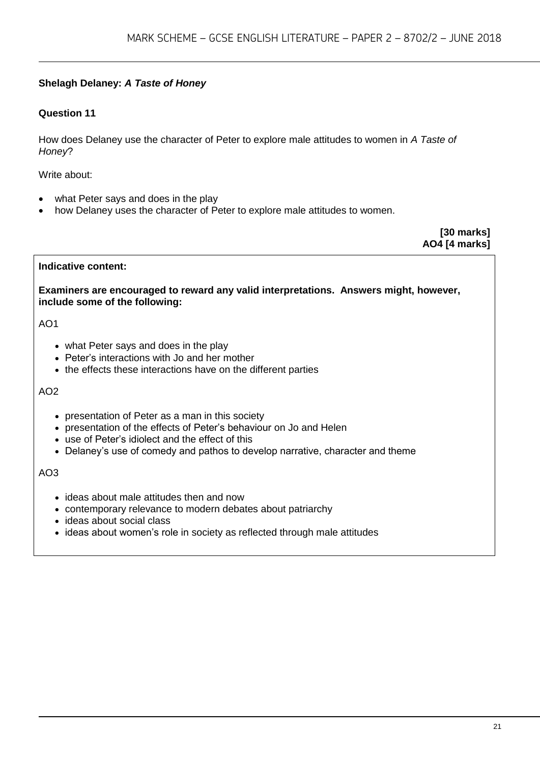**Shelagh Delaney: *A Taste of Honey***

**Question 11**

How does Delaney use the character of Peter to explore male attitudes to women in *A Taste of Honey*?

Write about:

- what Peter says and does in the play
- how Delaney uses the character of Peter to explore male attitudes to women.

**[30 marks]**
**AO4 [4 marks]**

**Indicative content:**

**Examiners are encouraged to reward any valid interpretations. Answers might, however, include some of the following:**

AO1

- what Peter says and does in the play
- Peter's interactions with Jo and her mother
- the effects these interactions have on the different parties

AO2

- presentation of Peter as a man in this society
- presentation of the effects of Peter's behaviour on Jo and Helen
- use of Peter's idiolect and the effect of this
- Delaney's use of comedy and pathos to develop narrative, character and theme

AO3

- ideas about male attitudes then and now
- contemporary relevance to modern debates about patriarchy
- ideas about social class
- ideas about women's role in society as reflected through male attitudes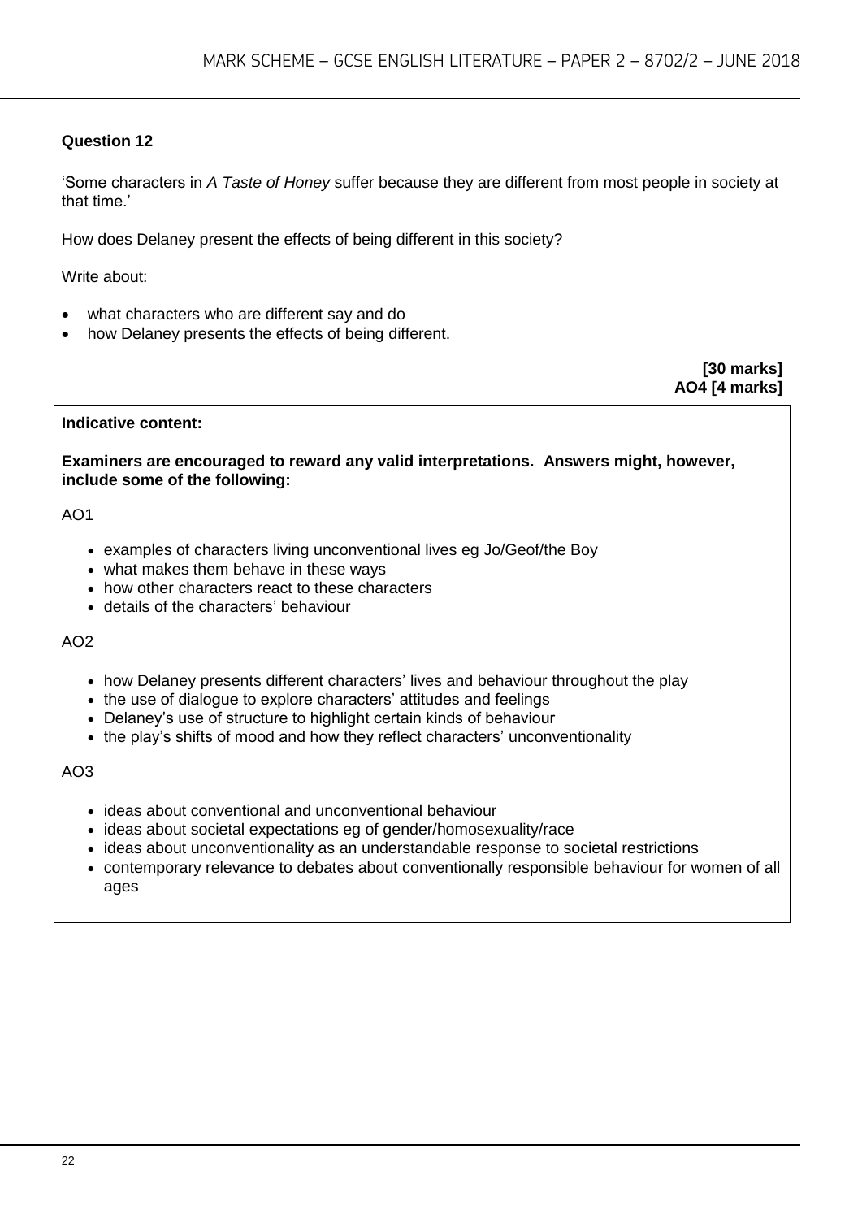## Question 12

'Some characters in *A Taste of Honey* suffer because they are different from most people in society at that time.'

How does Delaney present the effects of being different in this society?

Write about:

- what characters who are different say and do
- how Delaney presents the effects of being different.

**[30 marks]**
**AO4 [4 marks]**

**Indicative content:**

**Examiners are encouraged to reward any valid interpretations. Answers might, however, include some of the following:**

AO1

- examples of characters living unconventional lives eg Jo/Geof/the Boy
- what makes them behave in these ways
- how other characters react to these characters
- details of the characters' behaviour

AO2

- how Delaney presents different characters' lives and behaviour throughout the play
- the use of dialogue to explore characters' attitudes and feelings
- Delaney's use of structure to highlight certain kinds of behaviour
- the play's shifts of mood and how they reflect characters' unconventionality

AO3

- ideas about conventional and unconventional behaviour
- ideas about societal expectations eg of gender/homosexuality/race
- ideas about unconventionality as an understandable response to societal restrictions
- contemporary relevance to debates about conventionally responsible behaviour for women of all ages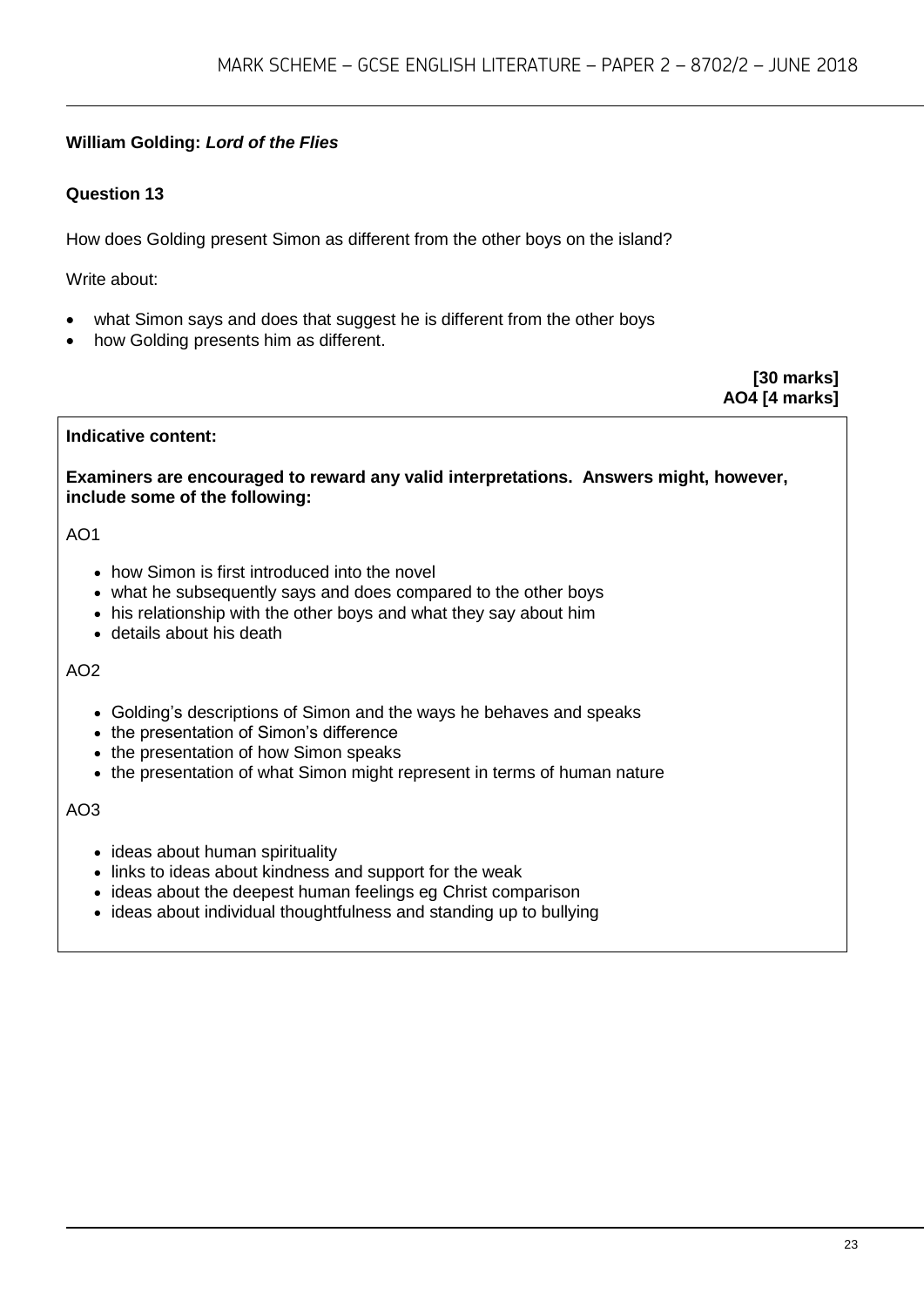**William Golding: *Lord of the Flies***

**Question 13**

How does Golding present Simon as different from the other boys on the island?

Write about:

- what Simon says and does that suggest he is different from the other boys
- how Golding presents him as different.

**[30 marks]**
**AO4 [4 marks]**

**Indicative content:**

**Examiners are encouraged to reward any valid interpretations. Answers might, however, include some of the following:**

AO1

- how Simon is first introduced into the novel
- what he subsequently says and does compared to the other boys
- his relationship with the other boys and what they say about him
- details about his death

AO2

- Golding's descriptions of Simon and the ways he behaves and speaks
- the presentation of Simon's difference
- the presentation of how Simon speaks
- the presentation of what Simon might represent in terms of human nature

AO3

- ideas about human spirituality
- links to ideas about kindness and support for the weak
- ideas about the deepest human feelings eg Christ comparison
- ideas about individual thoughtfulness and standing up to bullying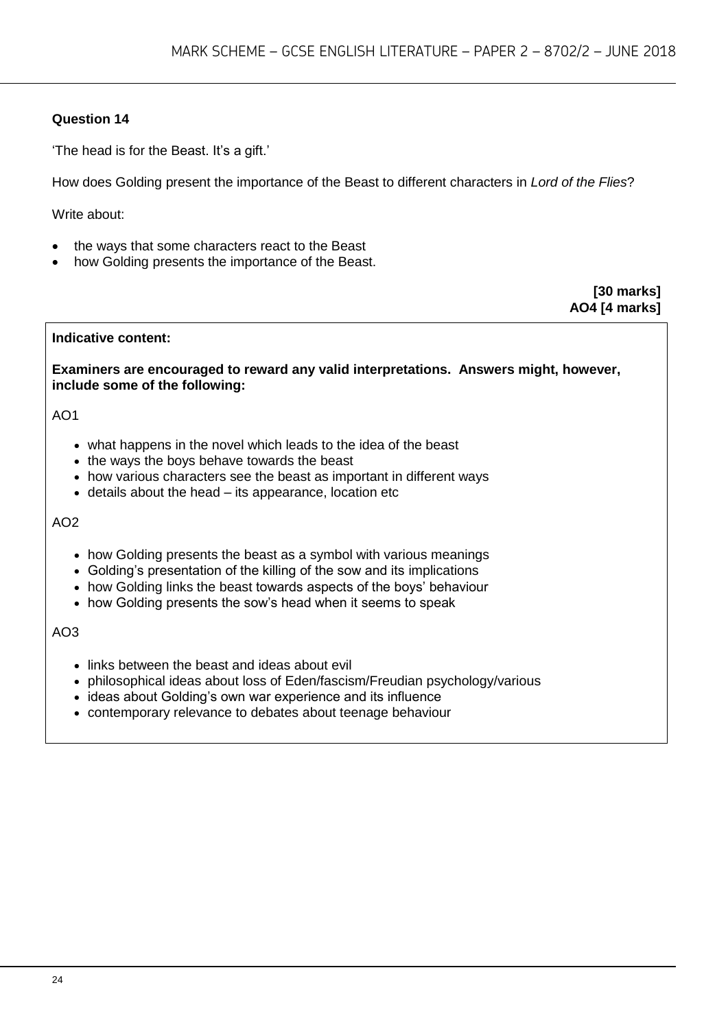**Question 14**

'The head is for the Beast. It's a gift.'

How does Golding present the importance of the Beast to different characters in *Lord of the Flies*?

Write about:

- the ways that some characters react to the Beast
- how Golding presents the importance of the Beast.

**[30 marks]**
**AO4 [4 marks]**

**Indicative content:**

**Examiners are encouraged to reward any valid interpretations. Answers might, however, include some of the following:**

AO1

- what happens in the novel which leads to the idea of the beast
- the ways the boys behave towards the beast
- how various characters see the beast as important in different ways
- details about the head – its appearance, location etc

AO2

- how Golding presents the beast as a symbol with various meanings
- Golding's presentation of the killing of the sow and its implications
- how Golding links the beast towards aspects of the boys' behaviour
- how Golding presents the sow's head when it seems to speak

AO3

- links between the beast and ideas about evil
- philosophical ideas about loss of Eden/fascism/Freudian psychology/various
- ideas about Golding's own war experience and its influence
- contemporary relevance to debates about teenage behaviour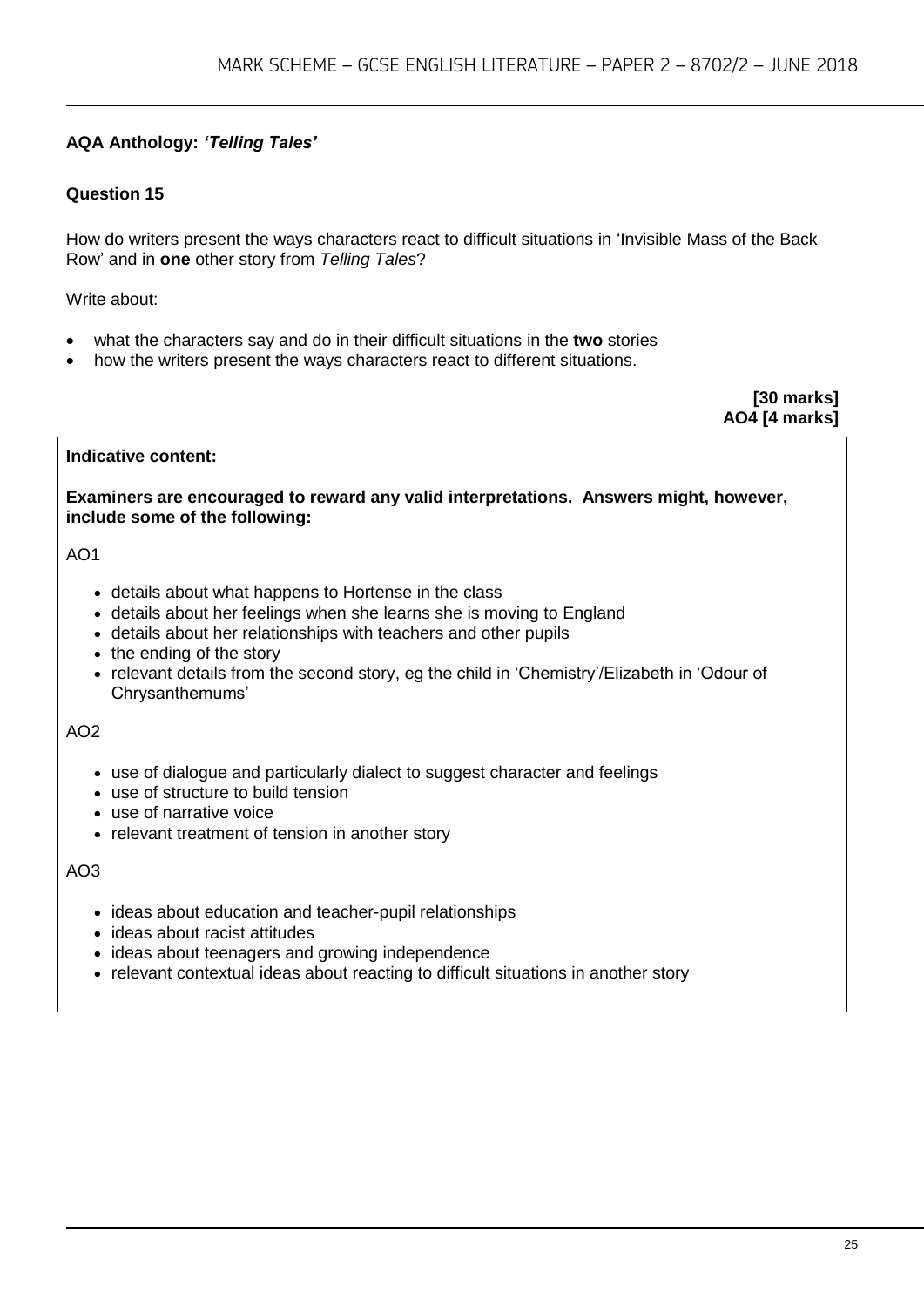**AQA Anthology: *'Telling Tales'***

**Question 15**

How do writers present the ways characters react to difficult situations in 'Invisible Mass of the Back Row' and in **one** other story from *Telling Tales*?

Write about:

- what the characters say and do in their difficult situations in the **two** stories
- how the writers present the ways characters react to different situations.

**[30 marks]**
**AO4 [4 marks]**

**Indicative content:**

**Examiners are encouraged to reward any valid interpretations. Answers might, however, include some of the following:**

AO1

- details about what happens to Hortense in the class
- details about her feelings when she learns she is moving to England
- details about her relationships with teachers and other pupils
- the ending of the story
- relevant details from the second story, eg the child in 'Chemistry'/Elizabeth in 'Odour of Chrysanthemums'

AO2

- use of dialogue and particularly dialect to suggest character and feelings
- use of structure to build tension
- use of narrative voice
- relevant treatment of tension in another story

AO3

- ideas about education and teacher-pupil relationships
- ideas about racist attitudes
- ideas about teenagers and growing independence
- relevant contextual ideas about reacting to difficult situations in another story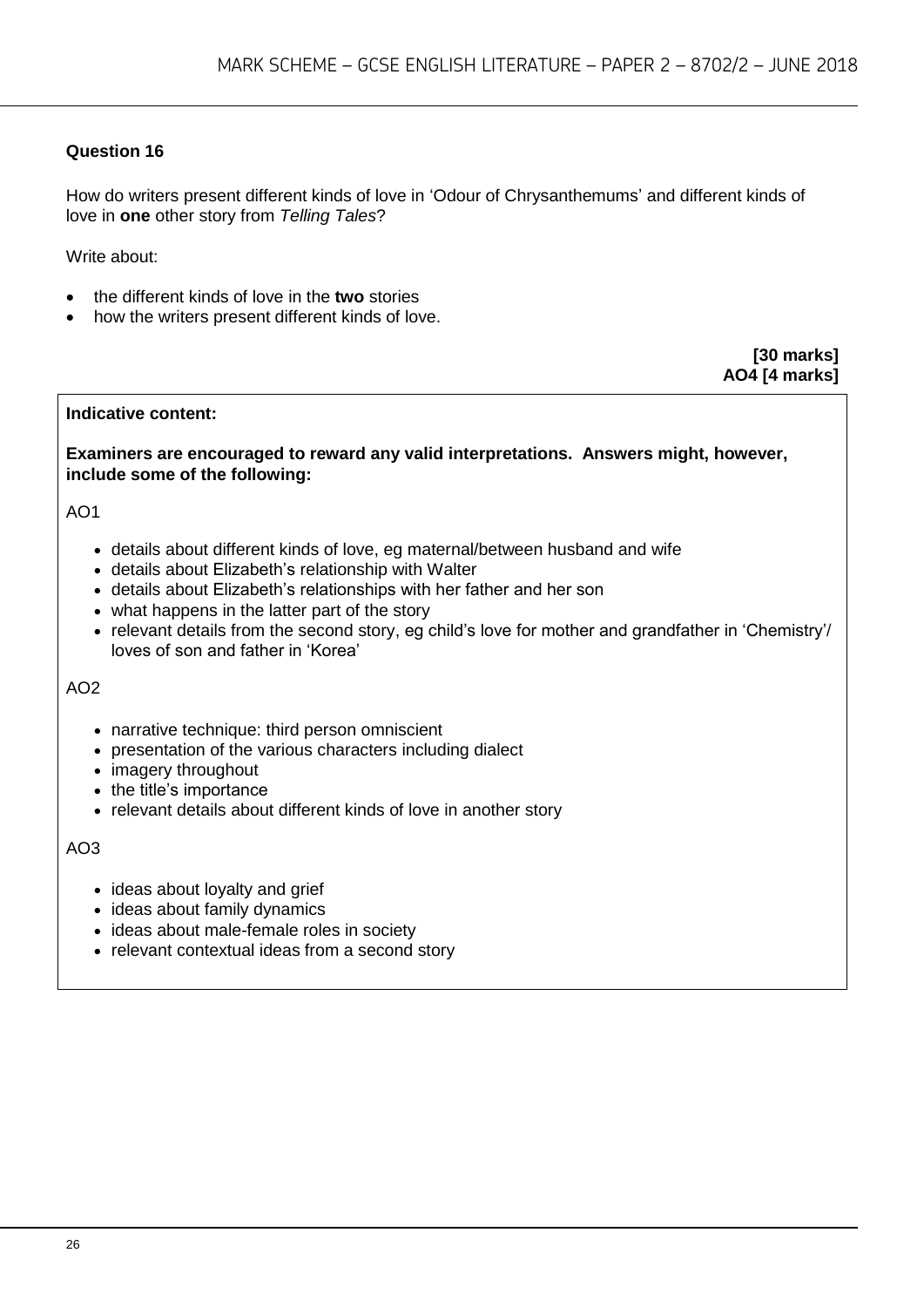## Question 16

How do writers present different kinds of love in 'Odour of Chrysanthemums' and different kinds of love in **one** other story from *Telling Tales*?

Write about:

- the different kinds of love in the **two** stories
- how the writers present different kinds of love.

**[30 marks]**
**AO4 [4 marks]**

**Indicative content:**

**Examiners are encouraged to reward any valid interpretations. Answers might, however, include some of the following:**

AO1

- details about different kinds of love, eg maternal/between husband and wife
- details about Elizabeth's relationship with Walter
- details about Elizabeth's relationships with her father and her son
- what happens in the latter part of the story
- relevant details from the second story, eg child's love for mother and grandfather in 'Chemistry'/ loves of son and father in 'Korea'

AO2

- narrative technique: third person omniscient
- presentation of the various characters including dialect
- imagery throughout
- the title's importance
- relevant details about different kinds of love in another story

AO3

- ideas about loyalty and grief
- ideas about family dynamics
- ideas about male-female roles in society
- relevant contextual ideas from a second story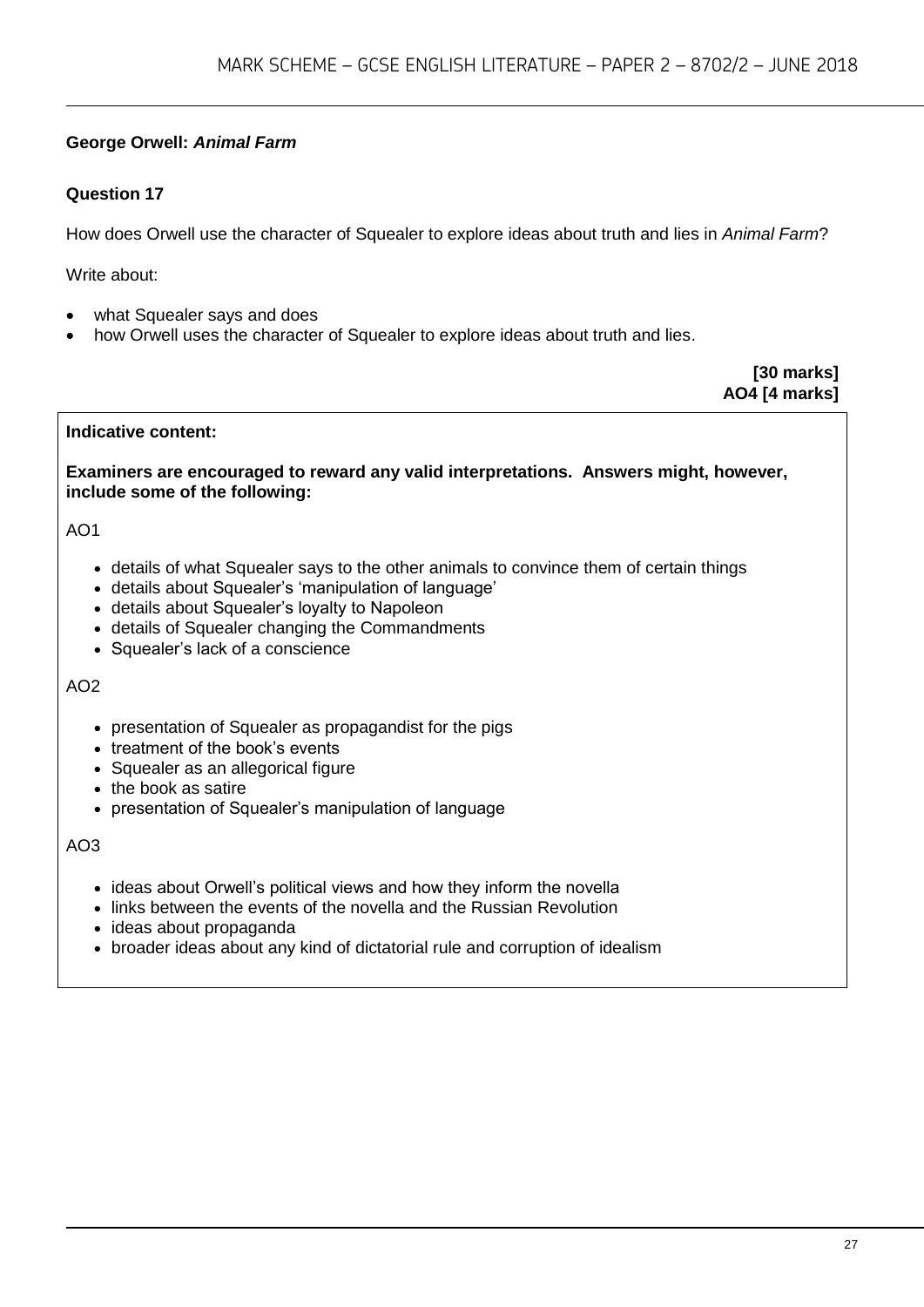**George Orwell: *Animal Farm***

**Question 17**

How does Orwell use the character of Squealer to explore ideas about truth and lies in *Animal Farm*?

Write about:

- what Squealer says and does
- how Orwell uses the character of Squealer to explore ideas about truth and lies.

**[30 marks]**
**AO4 [4 marks]**

**Indicative content:**

**Examiners are encouraged to reward any valid interpretations. Answers might, however, include some of the following:**

AO1

- details of what Squealer says to the other animals to convince them of certain things
- details about Squealer's 'manipulation of language'
- details about Squealer's loyalty to Napoleon
- details of Squealer changing the Commandments
- Squealer's lack of a conscience

AO2

- presentation of Squealer as propagandist for the pigs
- treatment of the book's events
- Squealer as an allegorical figure
- the book as satire
- presentation of Squealer's manipulation of language

AO3

- ideas about Orwell's political views and how they inform the novella
- links between the events of the novella and the Russian Revolution
- ideas about propaganda
- broader ideas about any kind of dictatorial rule and corruption of idealism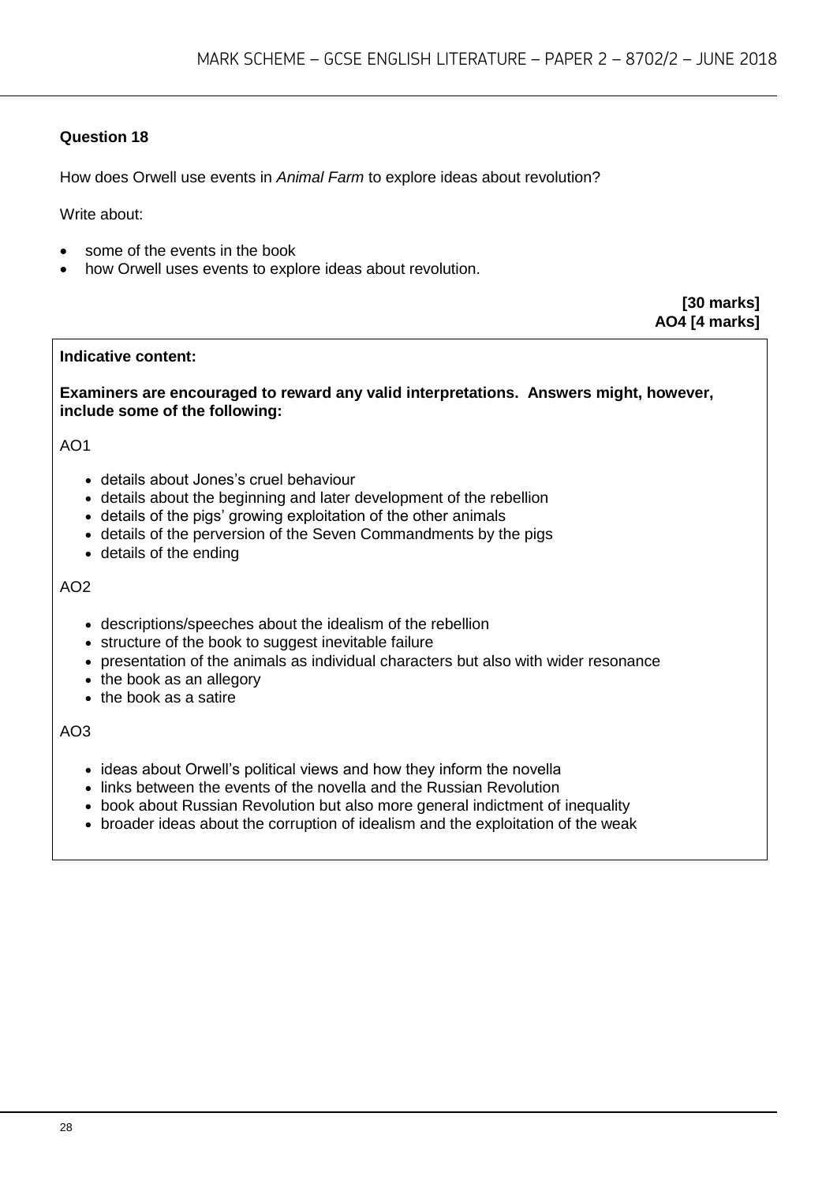### Question 18

How does Orwell use events in *Animal Farm* to explore ideas about revolution?

Write about:

- some of the events in the book
- how Orwell uses events to explore ideas about revolution.

**[30 marks]**
**AO4 [4 marks]**

**Indicative content:**

**Examiners are encouraged to reward any valid interpretations. Answers might, however, include some of the following:**

AO1

- details about Jones's cruel behaviour
- details about the beginning and later development of the rebellion
- details of the pigs' growing exploitation of the other animals
- details of the perversion of the Seven Commandments by the pigs
- details of the ending

AO2

- descriptions/speeches about the idealism of the rebellion
- structure of the book to suggest inevitable failure
- presentation of the animals as individual characters but also with wider resonance
- the book as an allegory
- the book as a satire

AO3

- ideas about Orwell's political views and how they inform the novella
- links between the events of the novella and the Russian Revolution
- book about Russian Revolution but also more general indictment of inequality
- broader ideas about the corruption of idealism and the exploitation of the weak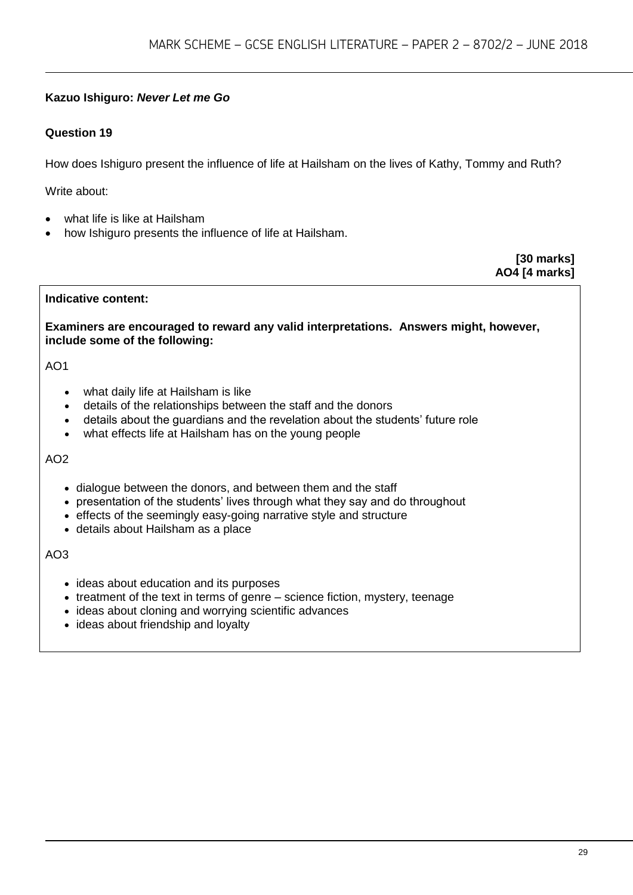**Kazuo Ishiguro: *Never Let me Go***

**Question 19**

How does Ishiguro present the influence of life at Hailsham on the lives of Kathy, Tommy and Ruth?

Write about:

- what life is like at Hailsham
- how Ishiguro presents the influence of life at Hailsham.

**[30 marks]**
**AO4 [4 marks]**

**Indicative content:**

**Examiners are encouraged to reward any valid interpretations. Answers might, however, include some of the following:**

AO1

- what daily life at Hailsham is like
- details of the relationships between the staff and the donors
- details about the guardians and the revelation about the students' future role
- what effects life at Hailsham has on the young people

AO2

- dialogue between the donors, and between them and the staff
- presentation of the students' lives through what they say and do throughout
- effects of the seemingly easy-going narrative style and structure
- details about Hailsham as a place

AO3

- ideas about education and its purposes
- treatment of the text in terms of genre – science fiction, mystery, teenage
- ideas about cloning and worrying scientific advances
- ideas about friendship and loyalty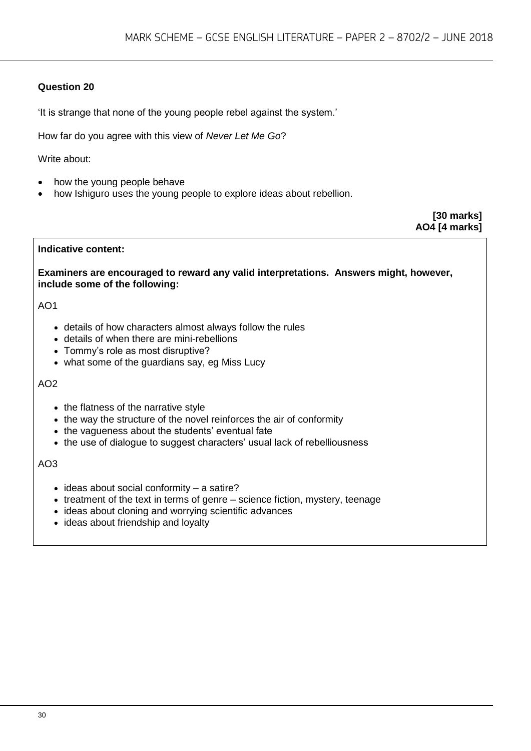## Question 20

'It is strange that none of the young people rebel against the system.'

How far do you agree with this view of *Never Let Me Go*?

Write about:

- how the young people behave
- how Ishiguro uses the young people to explore ideas about rebellion.

**[30 marks]**
**AO4 [4 marks]**

**Indicative content:**

**Examiners are encouraged to reward any valid interpretations. Answers might, however, include some of the following:**

AO1

- details of how characters almost always follow the rules
- details of when there are mini-rebellions
- Tommy's role as most disruptive?
- what some of the guardians say, eg Miss Lucy

AO2

- the flatness of the narrative style
- the way the structure of the novel reinforces the air of conformity
- the vagueness about the students' eventual fate
- the use of dialogue to suggest characters' usual lack of rebelliousness

AO3

- ideas about social conformity – a satire?
- treatment of the text in terms of genre – science fiction, mystery, teenage
- ideas about cloning and worrying scientific advances
- ideas about friendship and loyalty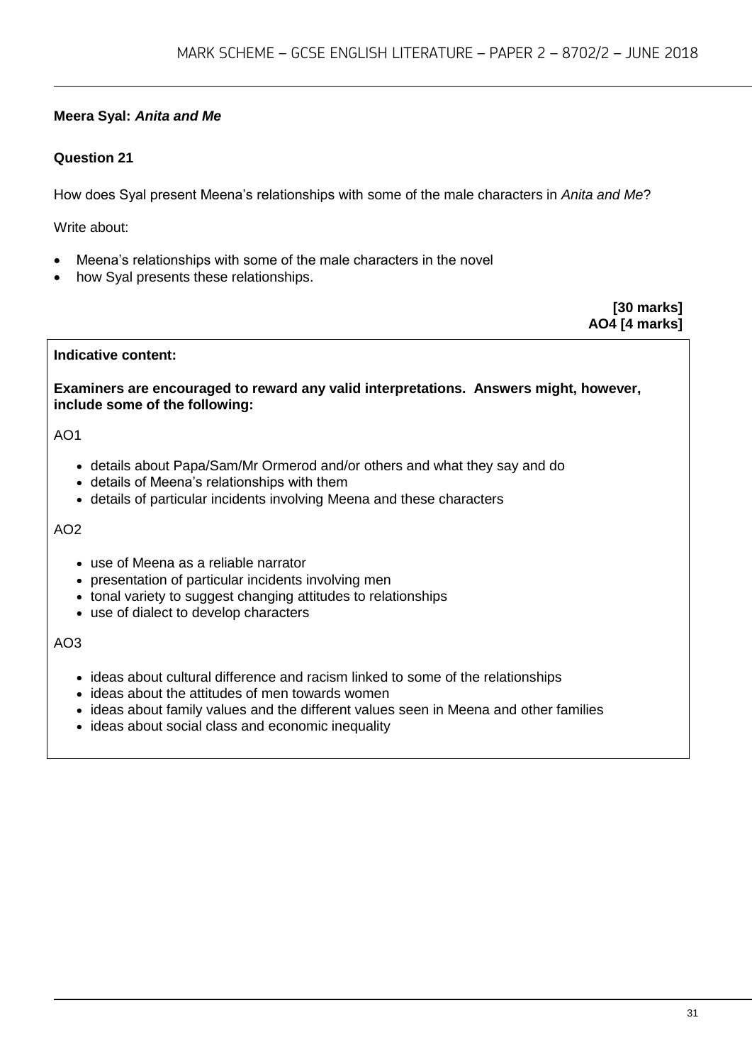**Meera Syal: *Anita and Me***

**Question 21**

How does Syal present Meena's relationships with some of the male characters in *Anita and Me*?

Write about:

- Meena's relationships with some of the male characters in the novel
- how Syal presents these relationships.

**[30 marks]**
**AO4 [4 marks]**

**Indicative content:**

**Examiners are encouraged to reward any valid interpretations. Answers might, however, include some of the following:**

AO1

- details about Papa/Sam/Mr Ormerod and/or others and what they say and do
- details of Meena's relationships with them
- details of particular incidents involving Meena and these characters

AO2

- use of Meena as a reliable narrator
- presentation of particular incidents involving men
- tonal variety to suggest changing attitudes to relationships
- use of dialect to develop characters

AO3

- ideas about cultural difference and racism linked to some of the relationships
- ideas about the attitudes of men towards women
- ideas about family values and the different values seen in Meena and other families
- ideas about social class and economic inequality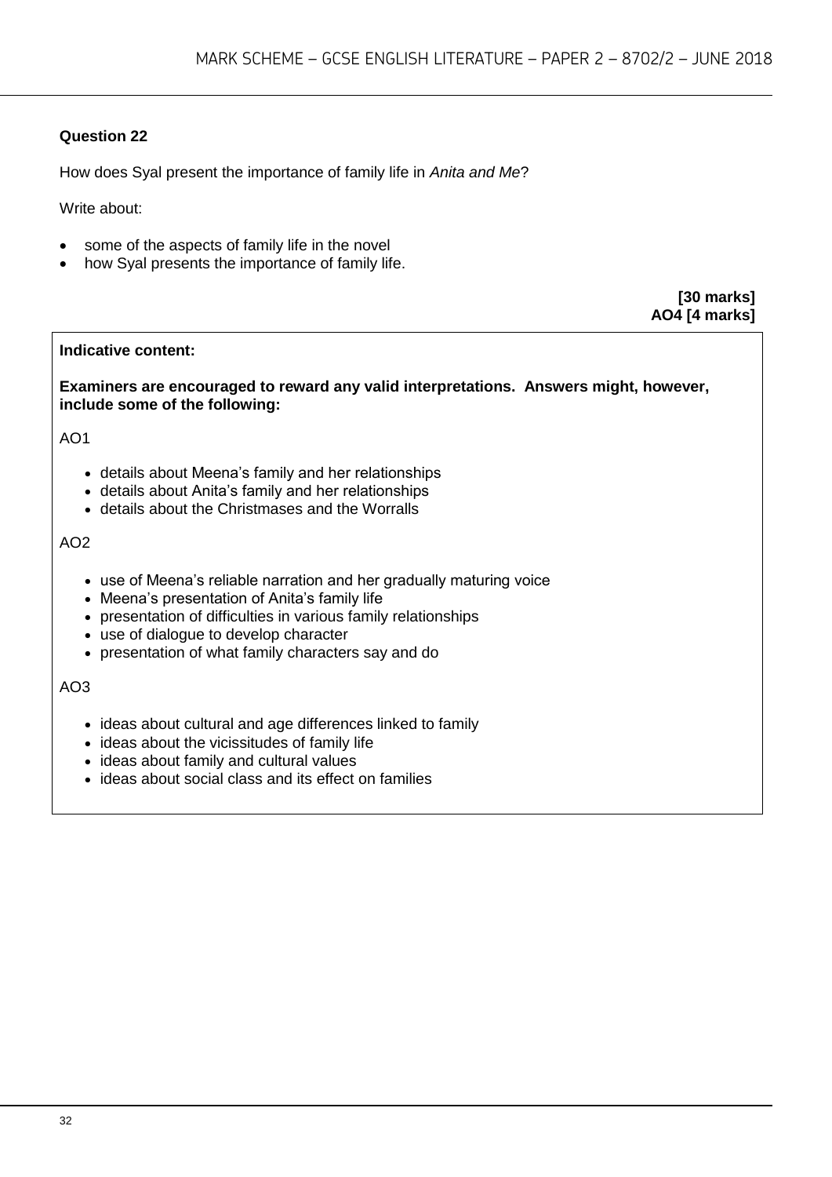### Question 22

How does Syal present the importance of family life in *Anita and Me*?

Write about:

- some of the aspects of family life in the novel
- how Syal presents the importance of family life.

**[30 marks]**
**AO4 [4 marks]**

**Indicative content:**

**Examiners are encouraged to reward any valid interpretations. Answers might, however, include some of the following:**

AO1

- details about Meena's family and her relationships
- details about Anita's family and her relationships
- details about the Christmases and the Worralls

AO2

- use of Meena's reliable narration and her gradually maturing voice
- Meena's presentation of Anita's family life
- presentation of difficulties in various family relationships
- use of dialogue to develop character
- presentation of what family characters say and do

AO3

- ideas about cultural and age differences linked to family
- ideas about the vicissitudes of family life
- ideas about family and cultural values
- ideas about social class and its effect on families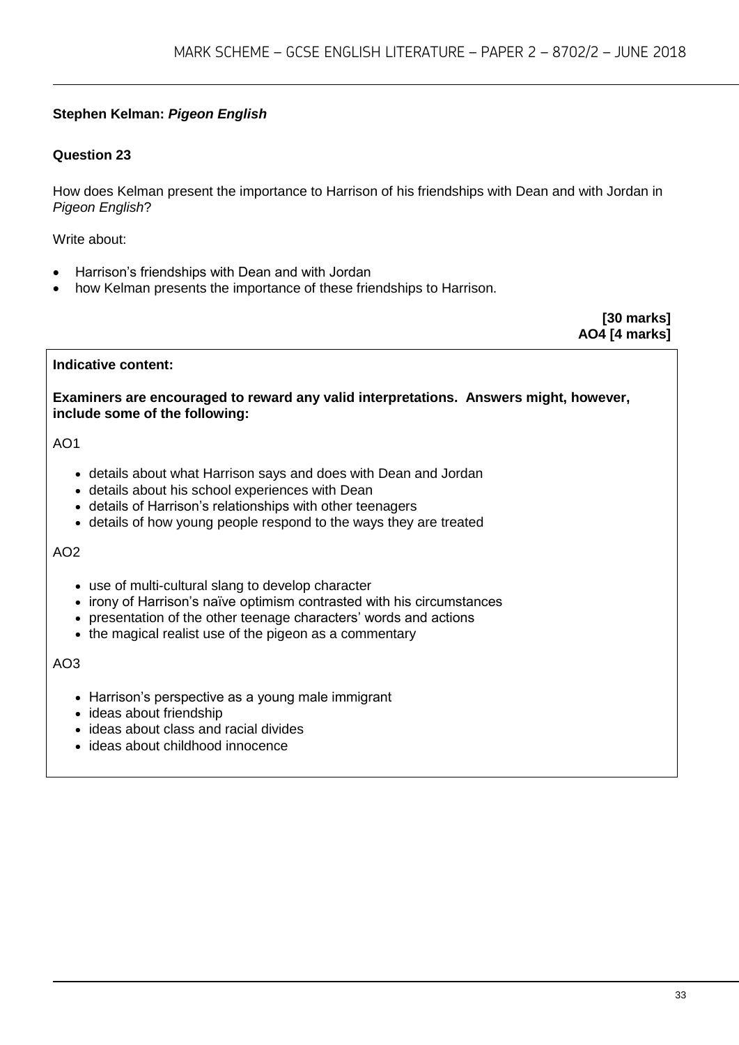**Stephen Kelman: *Pigeon English***

**Question 23**

How does Kelman present the importance to Harrison of his friendships with Dean and with Jordan in *Pigeon English*?

Write about:

- Harrison's friendships with Dean and with Jordan
- how Kelman presents the importance of these friendships to Harrison.

**[30 marks]**
**AO4 [4 marks]**

**Indicative content:**

**Examiners are encouraged to reward any valid interpretations. Answers might, however, include some of the following:**

AO1

- details about what Harrison says and does with Dean and Jordan
- details about his school experiences with Dean
- details of Harrison's relationships with other teenagers
- details of how young people respond to the ways they are treated

AO2

- use of multi-cultural slang to develop character
- irony of Harrison's naïve optimism contrasted with his circumstances
- presentation of the other teenage characters' words and actions
- the magical realist use of the pigeon as a commentary

AO3

- Harrison's perspective as a young male immigrant
- ideas about friendship
- ideas about class and racial divides
- ideas about childhood innocence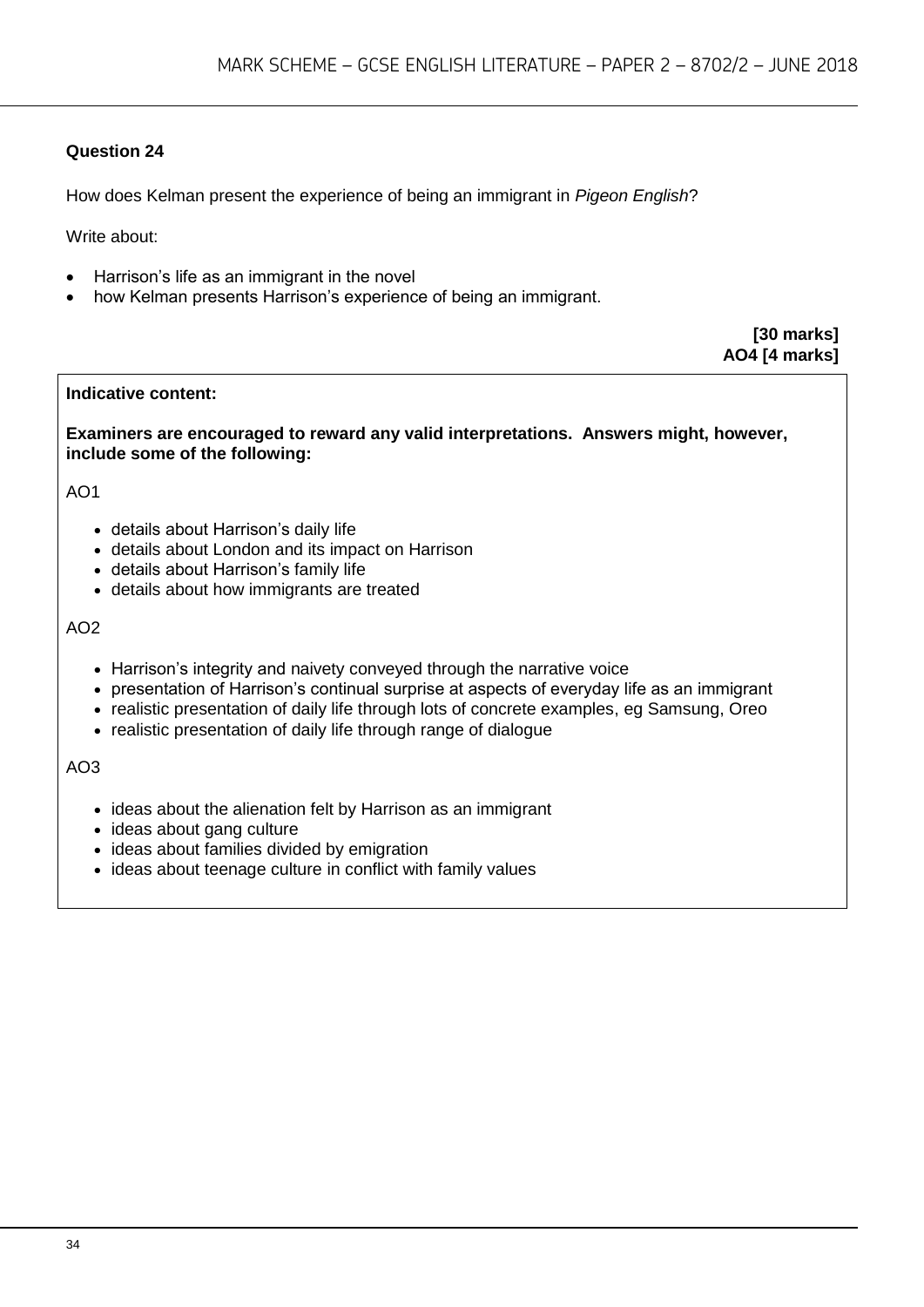### Question 24

How does Kelman present the experience of being an immigrant in *Pigeon English*?

Write about:

- Harrison's life as an immigrant in the novel
- how Kelman presents Harrison's experience of being an immigrant.

**[30 marks]**
**AO4 [4 marks]**

**Indicative content:**

**Examiners are encouraged to reward any valid interpretations. Answers might, however, include some of the following:**

AO1

- details about Harrison's daily life
- details about London and its impact on Harrison
- details about Harrison's family life
- details about how immigrants are treated

AO2

- Harrison's integrity and naivety conveyed through the narrative voice
- presentation of Harrison's continual surprise at aspects of everyday life as an immigrant
- realistic presentation of daily life through lots of concrete examples, eg Samsung, Oreo
- realistic presentation of daily life through range of dialogue

AO3

- ideas about the alienation felt by Harrison as an immigrant
- ideas about gang culture
- ideas about families divided by emigration
- ideas about teenage culture in conflict with family values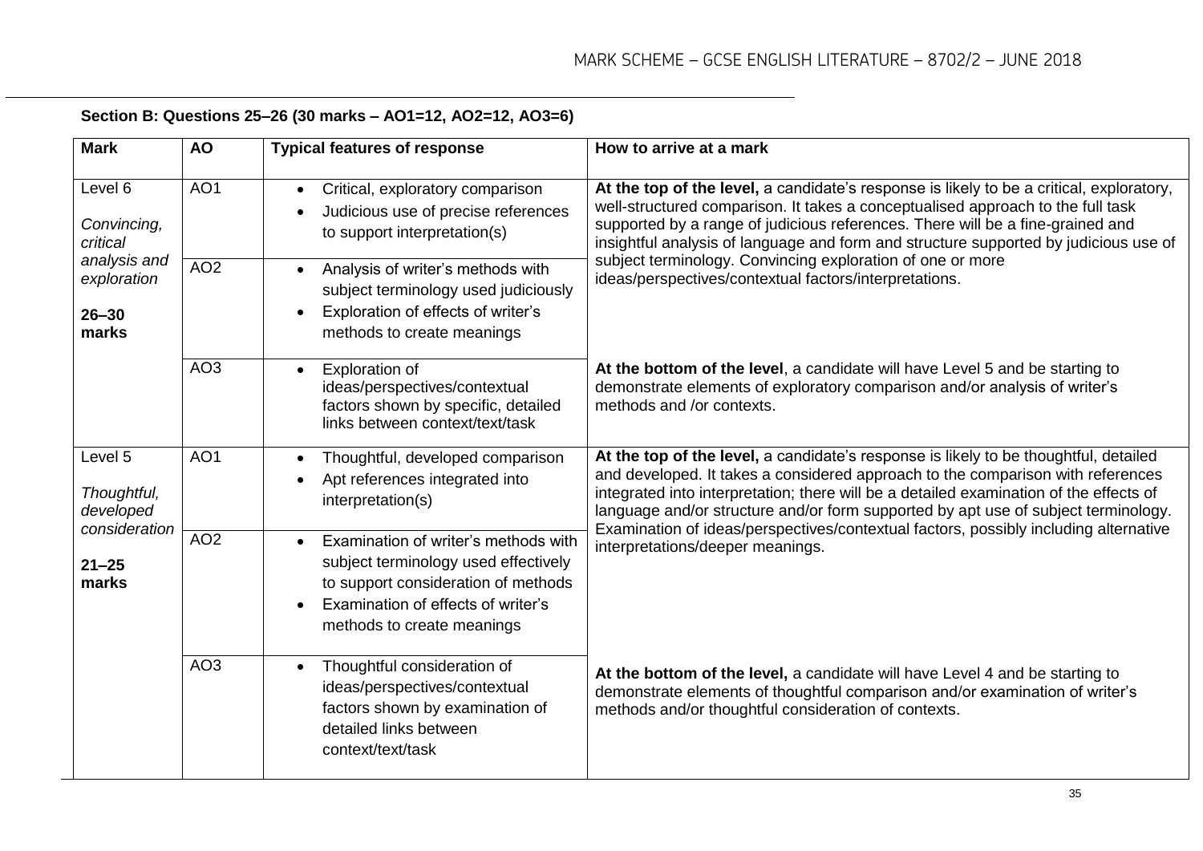**Section B: Questions 25–26 (30 marks – AO1=12, AO2=12, AO3=6)**

| Mark | AO | Typical features of response | How to arrive at a mark |
|---|---|---|---|
| Level 6<br><br>*Convincing, critical analysis and exploration*<br><br>**26–30 marks** | AO1 | • Critical, exploratory comparison<br>• Judicious use of precise references to support interpretation(s) | **At the top of the level,** a candidate's response is likely to be a critical, exploratory, well-structured comparison. It takes a conceptualised approach to the full task supported by a range of judicious references. There will be a fine-grained and insightful analysis of language and form and structure supported by judicious use of subject terminology. Convincing exploration of one or more ideas/perspectives/contextual factors/interpretations. |
| | AO2 | • Analysis of writer's methods with subject terminology used judiciously<br>• Exploration of effects of writer's methods to create meanings | |
| | AO3 | • Exploration of ideas/perspectives/contextual factors shown by specific, detailed links between context/text/task | **At the bottom of the level**, a candidate will have Level 5 and be starting to demonstrate elements of exploratory comparison and/or analysis of writer's methods and /or contexts. |
| Level 5<br><br>*Thoughtful, developed consideration*<br><br>**21–25 marks** | AO1 | • Thoughtful, developed comparison<br>• Apt references integrated into interpretation(s) | **At the top of the level,** a candidate's response is likely to be thoughtful, detailed and developed. It takes a considered approach to the comparison with references integrated into interpretation; there will be a detailed examination of the effects of language and/or structure and/or form supported by apt use of subject terminology. Examination of ideas/perspectives/contextual factors, possibly including alternative interpretations/deeper meanings. |
| | AO2 | • Examination of writer's methods with subject terminology used effectively to support consideration of methods<br>• Examination of effects of writer's methods to create meanings | |
| | AO3 | • Thoughtful consideration of ideas/perspectives/contextual factors shown by examination of detailed links between context/text/task | **At the bottom of the level,** a candidate will have Level 4 and be starting to demonstrate elements of thoughtful comparison and/or examination of writer's methods and/or thoughtful consideration of contexts. |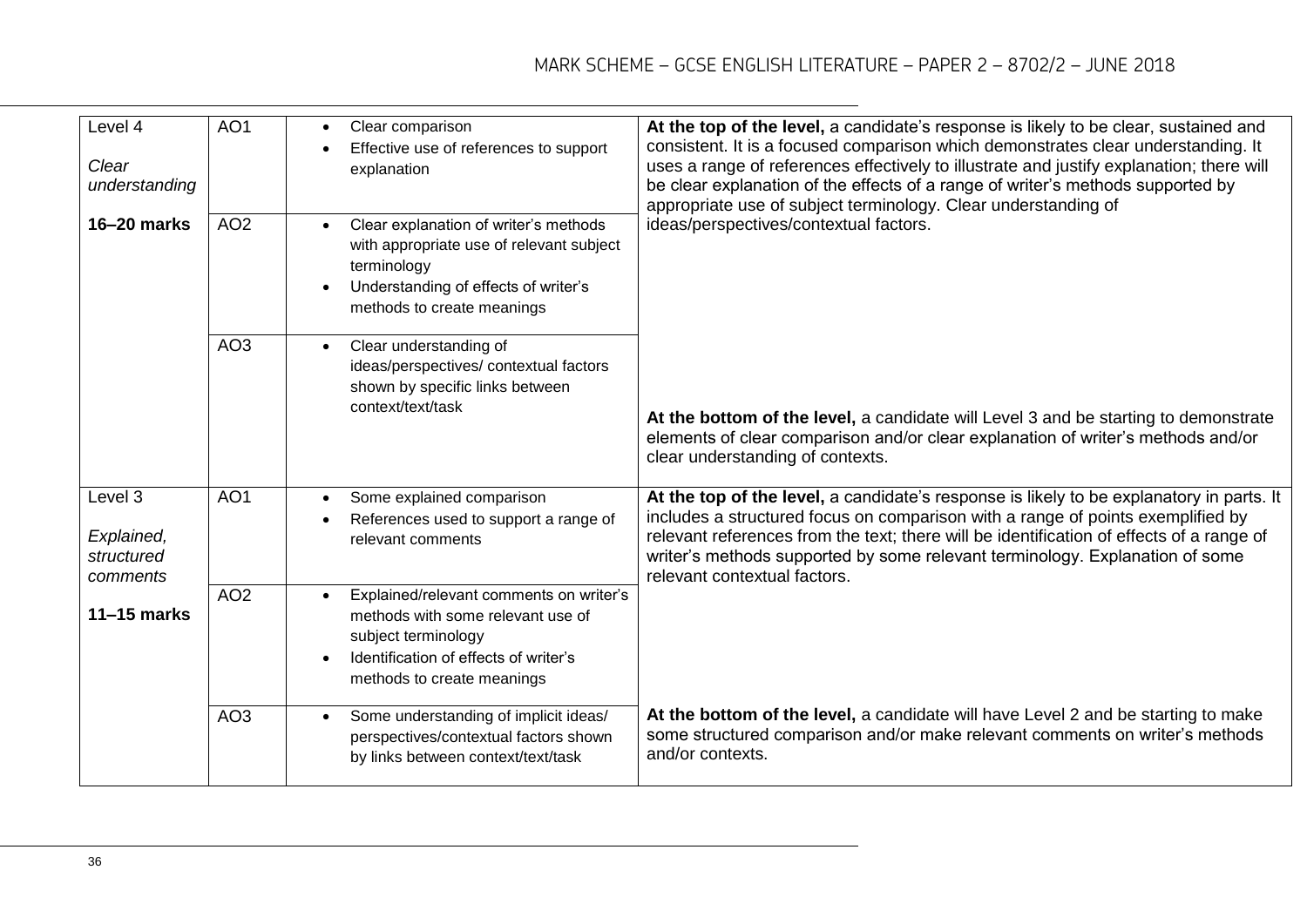| | | | |
|---|---|---|---|
| Level 4<br><br>*Clear understanding*<br><br>**16–20 marks** | AO1 | • Clear comparison<br>• Effective use of references to support explanation | **At the top of the level,** a candidate's response is likely to be clear, sustained and consistent. It is a focused comparison which demonstrates clear understanding. It uses a range of references effectively to illustrate and justify explanation; there will be clear explanation of the effects of a range of writer's methods supported by appropriate use of subject terminology. Clear understanding of ideas/perspectives/contextual factors. |
| | AO2 | • Clear explanation of writer's methods with appropriate use of relevant subject terminology<br>• Understanding of effects of writer's methods to create meanings | |
| | AO3 | • Clear understanding of ideas/perspectives/ contextual factors shown by specific links between context/text/task | **At the bottom of the level,** a candidate will Level 3 and be starting to demonstrate elements of clear comparison and/or clear explanation of writer's methods and/or clear understanding of contexts. |
| Level 3<br><br>*Explained, structured comments*<br><br>**11–15 marks** | AO1 | • Some explained comparison<br>• References used to support a range of relevant comments | **At the top of the level,** a candidate's response is likely to be explanatory in parts. It includes a structured focus on comparison with a range of points exemplified by relevant references from the text; there will be identification of effects of a range of writer's methods supported by some relevant terminology. Explanation of some relevant contextual factors. |
| | AO2 | • Explained/relevant comments on writer's methods with some relevant use of subject terminology<br>• Identification of effects of writer's methods to create meanings | |
| | AO3 | • Some understanding of implicit ideas/ perspectives/contextual factors shown by links between context/text/task | **At the bottom of the level,** a candidate will have Level 2 and be starting to make some structured comparison and/or make relevant comments on writer's methods and/or contexts. |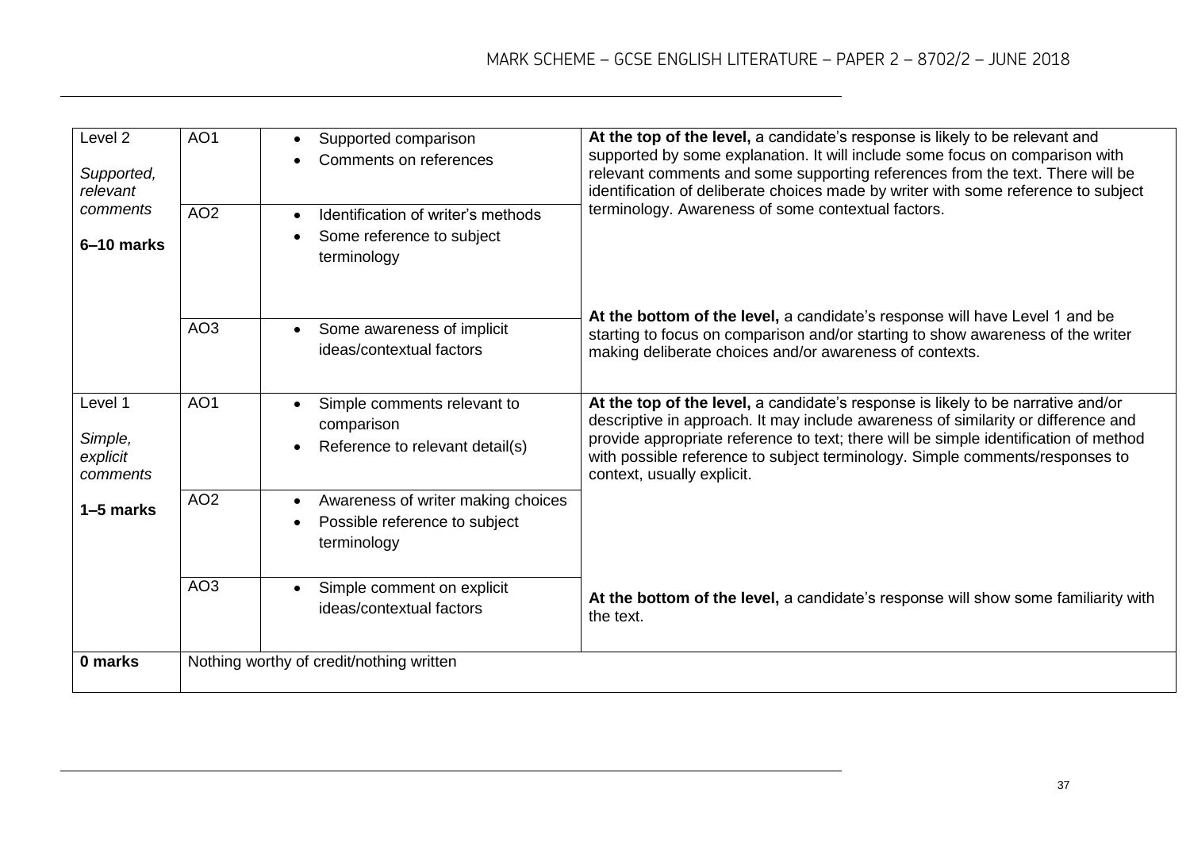| | | | |
|---|---|---|---|
| Level 2<br><br>*Supported, relevant comments*<br><br>**6–10 marks** | AO1 | • Supported comparison<br>• Comments on references | **At the top of the level,** a candidate's response is likely to be relevant and supported by some explanation. It will include some focus on comparison with relevant comments and some supporting references from the text. There will be identification of deliberate choices made by writer with some reference to subject terminology. Awareness of some contextual factors. |
| | AO2 | • Identification of writer's methods<br>• Some reference to subject terminology | |
| | AO3 | • Some awareness of implicit ideas/contextual factors | **At the bottom of the level,** a candidate's response will have Level 1 and be starting to focus on comparison and/or starting to show awareness of the writer making deliberate choices and/or awareness of contexts. |
| Level 1<br><br>*Simple, explicit comments*<br><br>**1–5 marks** | AO1 | • Simple comments relevant to comparison<br>• Reference to relevant detail(s) | **At the top of the level,** a candidate's response is likely to be narrative and/or descriptive in approach. It may include awareness of similarity or difference and provide appropriate reference to text; there will be simple identification of method with possible reference to subject terminology. Simple comments/responses to context, usually explicit. |
| | AO2 | • Awareness of writer making choices<br>• Possible reference to subject terminology | |
| | AO3 | • Simple comment on explicit ideas/contextual factors | **At the bottom of the level,** a candidate's response will show some familiarity with the text. |
| **0 marks** | Nothing worthy of credit/nothing written | | |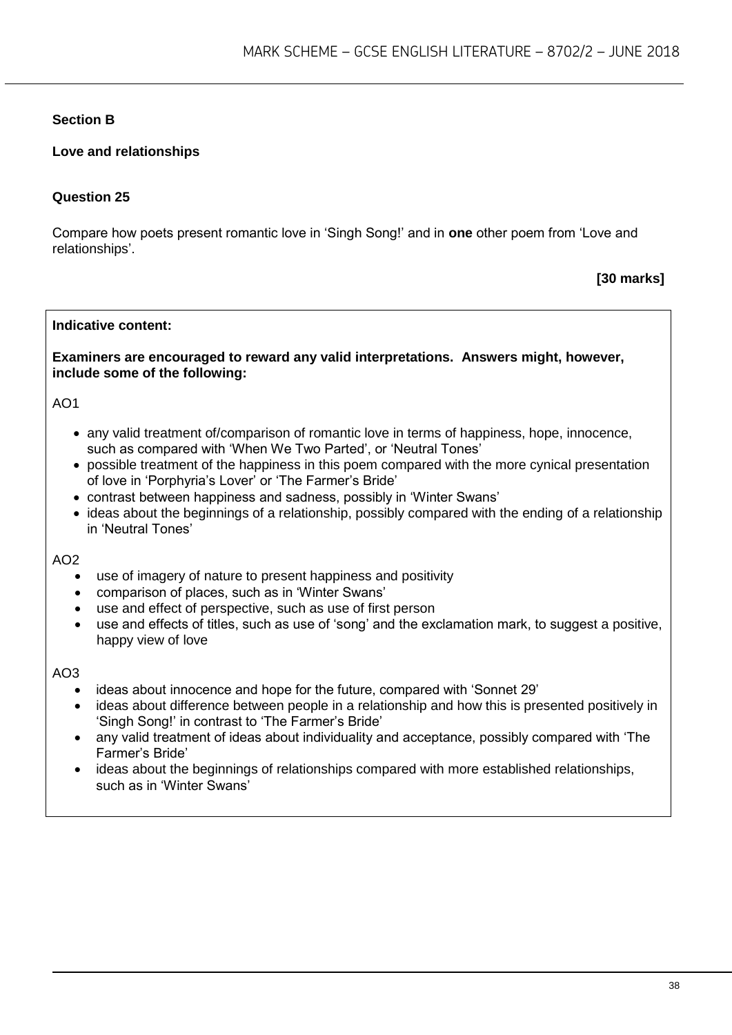## Section B

### Love and relationships

### Question 25

Compare how poets present romantic love in 'Singh Song!' and in **one** other poem from 'Love and relationships'.

**[30 marks]**

**Indicative content:**

**Examiners are encouraged to reward any valid interpretations. Answers might, however, include some of the following:**

AO1

- any valid treatment of/comparison of romantic love in terms of happiness, hope, innocence, such as compared with 'When We Two Parted', or 'Neutral Tones'
- possible treatment of the happiness in this poem compared with the more cynical presentation of love in 'Porphyria's Lover' or 'The Farmer's Bride'
- contrast between happiness and sadness, possibly in 'Winter Swans'
- ideas about the beginnings of a relationship, possibly compared with the ending of a relationship in 'Neutral Tones'

AO2

- use of imagery of nature to present happiness and positivity
- comparison of places, such as in 'Winter Swans'
- use and effect of perspective, such as use of first person
- use and effects of titles, such as use of 'song' and the exclamation mark, to suggest a positive, happy view of love

AO3

- ideas about innocence and hope for the future, compared with 'Sonnet 29'
- ideas about difference between people in a relationship and how this is presented positively in 'Singh Song!' in contrast to 'The Farmer's Bride'
- any valid treatment of ideas about individuality and acceptance, possibly compared with 'The Farmer's Bride'
- ideas about the beginnings of relationships compared with more established relationships, such as in 'Winter Swans'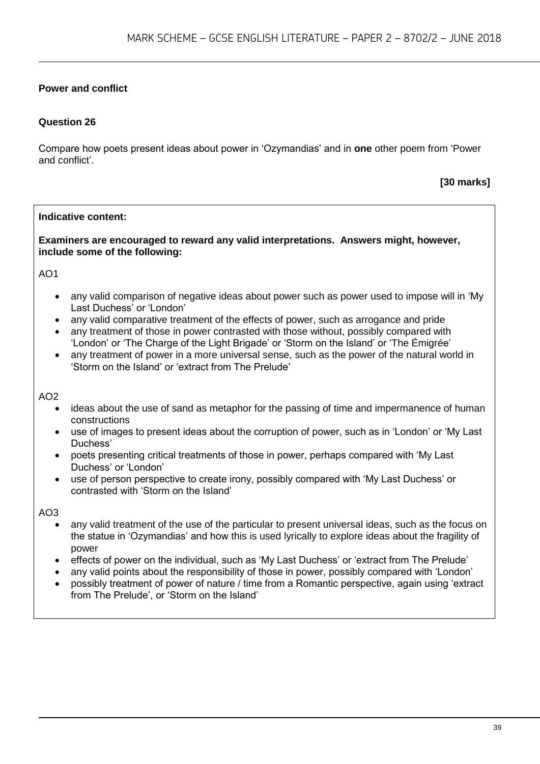**Power and conflict**

**Question 26**

Compare how poets present ideas about power in 'Ozymandias' and in **one** other poem from 'Power and conflict'.

**[30 marks]**

**Indicative content:**

**Examiners are encouraged to reward any valid interpretations. Answers might, however, include some of the following:**

AO1

- any valid comparison of negative ideas about power such as power used to impose will in 'My Last Duchess' or 'London'
- any valid comparative treatment of the effects of power, such as arrogance and pride
- any treatment of those in power contrasted with those without, possibly compared with 'London' or 'The Charge of the Light Brigade' or 'Storm on the Island' or 'The Émigrée'
- any treatment of power in a more universal sense, such as the power of the natural world in 'Storm on the Island' or 'extract from The Prelude'

AO2

- ideas about the use of sand as metaphor for the passing of time and impermanence of human constructions
- use of images to present ideas about the corruption of power, such as in 'London' or 'My Last Duchess'
- poets presenting critical treatments of those in power, perhaps compared with 'My Last Duchess' or 'London'
- use of person perspective to create irony, possibly compared with 'My Last Duchess' or contrasted with 'Storm on the Island'

AO3

- any valid treatment of the use of the particular to present universal ideas, such as the focus on the statue in 'Ozymandias' and how this is used lyrically to explore ideas about the fragility of power
- effects of power on the individual, such as 'My Last Duchess' or 'extract from The Prelude'
- any valid points about the responsibility of those in power, possibly compared with 'London'
- possibly treatment of power of nature / time from a Romantic perspective, again using 'extract from The Prelude', or 'Storm on the Island'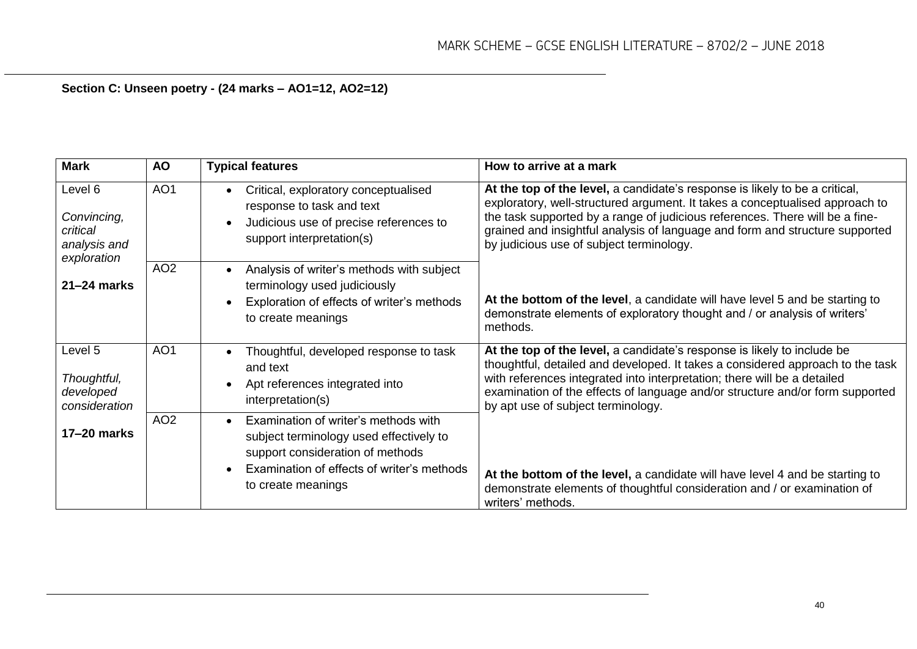**Section C: Unseen poetry - (24 marks – AO1=12, AO2=12)**

| Mark | AO | Typical features | How to arrive at a mark |
|---|---|---|---|
| Level 6<br><br>*Convincing, critical analysis and exploration*<br><br>**21–24 marks** | AO1 | • Critical, exploratory conceptualised response to task and text<br>• Judicious use of precise references to support interpretation(s) | **At the top of the level,** a candidate's response is likely to be a critical, exploratory, well-structured argument. It takes a conceptualised approach to the task supported by a range of judicious references. There will be a fine-grained and insightful analysis of language and form and structure supported by judicious use of subject terminology. |
| | AO2 | • Analysis of writer's methods with subject terminology used judiciously<br>• Exploration of effects of writer's methods to create meanings | **At the bottom of the level**, a candidate will have level 5 and be starting to demonstrate elements of exploratory thought and / or analysis of writers' methods. |
| Level 5<br><br>*Thoughtful, developed consideration*<br><br>**17–20 marks** | AO1 | • Thoughtful, developed response to task and text<br>• Apt references integrated into interpretation(s) | **At the top of the level,** a candidate's response is likely to include be thoughtful, detailed and developed. It takes a considered approach to the task with references integrated into interpretation; there will be a detailed examination of the effects of language and/or structure and/or form supported by apt use of subject terminology. |
| | AO2 | • Examination of writer's methods with subject terminology used effectively to support consideration of methods<br>• Examination of effects of writer's methods to create meanings | **At the bottom of the level,** a candidate will have level 4 and be starting to demonstrate elements of thoughtful consideration and / or examination of writers' methods. |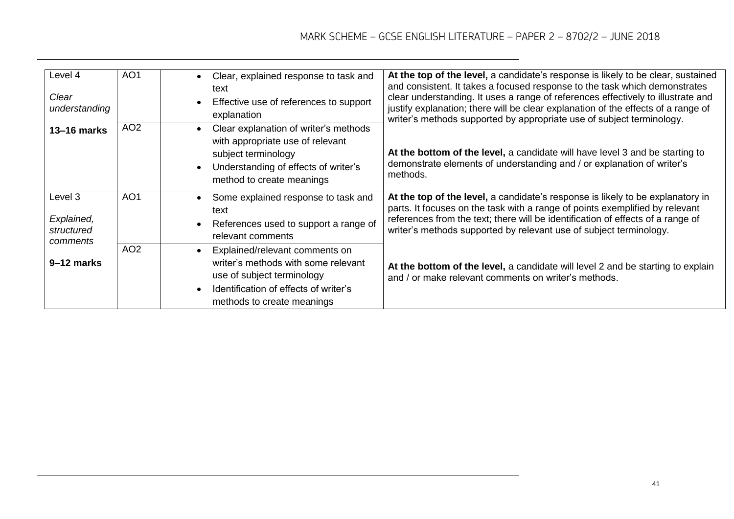| Level | AO | Descriptor | Guidance |
|---|---|---|---|
| Level 4<br><br>*Clear understanding*<br><br>**13–16 marks** | AO1 | • Clear, explained response to task and text<br>• Effective use of references to support explanation | **At the top of the level,** a candidate's response is likely to be clear, sustained and consistent. It takes a focused response to the task which demonstrates clear understanding. It uses a range of references effectively to illustrate and justify explanation; there will be clear explanation of the effects of a range of writer's methods supported by appropriate use of subject terminology.<br><br>**At the bottom of the level,** a candidate will have level 3 and be starting to demonstrate elements of understanding and / or explanation of writer's methods. |
| | AO2 | • Clear explanation of writer's methods with appropriate use of relevant subject terminology<br>• Understanding of effects of writer's method to create meanings | |
| Level 3<br><br>*Explained, structured comments*<br><br>**9–12 marks** | AO1 | • Some explained response to task and text<br>• References used to support a range of relevant comments | **At the top of the level,** a candidate's response is likely to be explanatory in parts. It focuses on the task with a range of points exemplified by relevant references from the text; there will be identification of effects of a range of writer's methods supported by relevant use of subject terminology.<br><br>**At the bottom of the level,** a candidate will level 2 and be starting to explain and / or make relevant comments on writer's methods. |
| | AO2 | • Explained/relevant comments on writer's methods with some relevant use of subject terminology<br>• Identification of effects of writer's methods to create meanings | |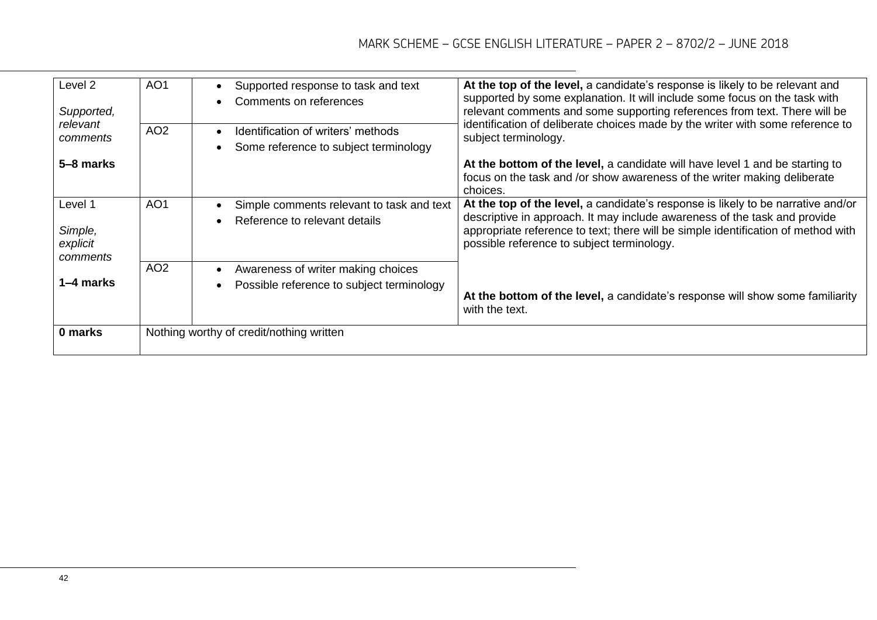| | | | |
|---|---|---|---|
| Level 2<br><br>*Supported, relevant comments*<br><br>**5–8 marks** | AO1 | • Supported response to task and text<br>• Comments on references | **At the top of the level,** a candidate's response is likely to be relevant and supported by some explanation. It will include some focus on the task with relevant comments and some supporting references from text. There will be identification of deliberate choices made by the writer with some reference to subject terminology.<br><br>**At the bottom of the level,** a candidate will have level 1 and be starting to focus on the task and /or show awareness of the writer making deliberate choices. |
| | AO2 | • Identification of writers' methods<br>• Some reference to subject terminology | |
| Level 1<br><br>*Simple, explicit comments*<br><br>**1–4 marks** | AO1 | • Simple comments relevant to task and text<br>• Reference to relevant details | **At the top of the level,** a candidate's response is likely to be narrative and/or descriptive in approach. It may include awareness of the task and provide appropriate reference to text; there will be simple identification of method with possible reference to subject terminology.<br><br>**At the bottom of the level,** a candidate's response will show some familiarity with the text. |
| | AO2 | • Awareness of writer making choices<br>• Possible reference to subject terminology | |
| **0 marks** | Nothing worthy of credit/nothing written | | |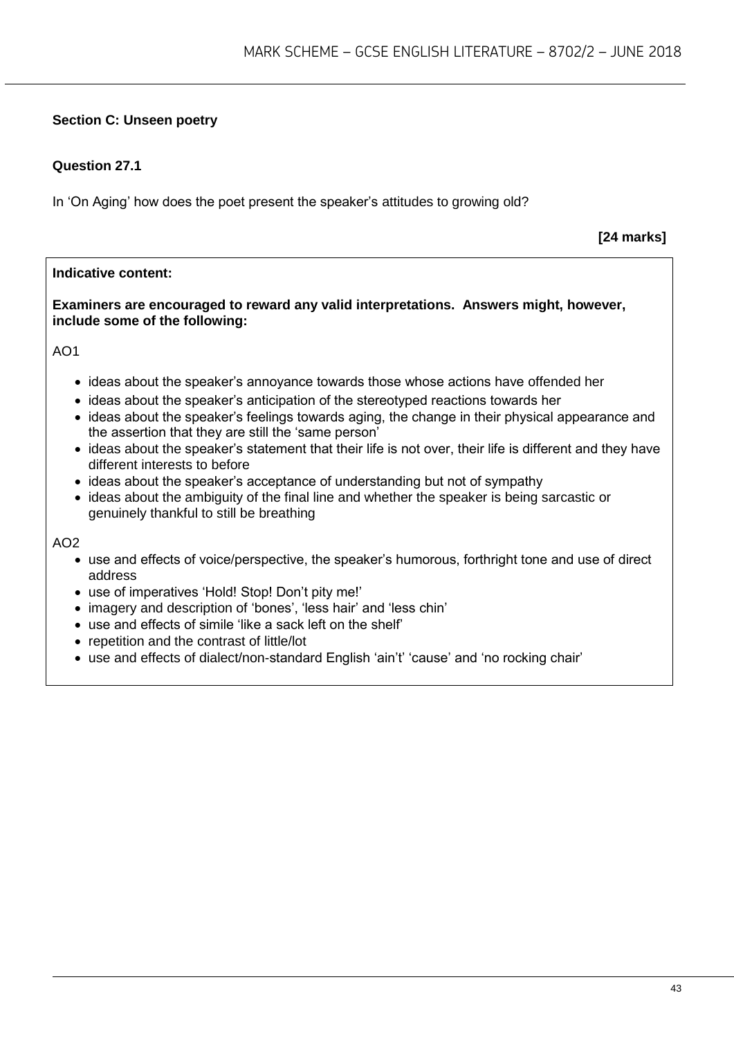## Section C: Unseen poetry

### Question 27.1

In 'On Aging' how does the poet present the speaker's attitudes to growing old?

**[24 marks]**

**Indicative content:**

**Examiners are encouraged to reward any valid interpretations. Answers might, however, include some of the following:**

AO1

- ideas about the speaker's annoyance towards those whose actions have offended her
- ideas about the speaker's anticipation of the stereotyped reactions towards her
- ideas about the speaker's feelings towards aging, the change in their physical appearance and the assertion that they are still the 'same person'
- ideas about the speaker's statement that their life is not over, their life is different and they have different interests to before
- ideas about the speaker's acceptance of understanding but not of sympathy
- ideas about the ambiguity of the final line and whether the speaker is being sarcastic or genuinely thankful to still be breathing

AO2

- use and effects of voice/perspective, the speaker's humorous, forthright tone and use of direct address
- use of imperatives 'Hold! Stop! Don't pity me!'
- imagery and description of 'bones', 'less hair' and 'less chin'
- use and effects of simile 'like a sack left on the shelf'
- repetition and the contrast of little/lot
- use and effects of dialect/non-standard English 'ain't' 'cause' and 'no rocking chair'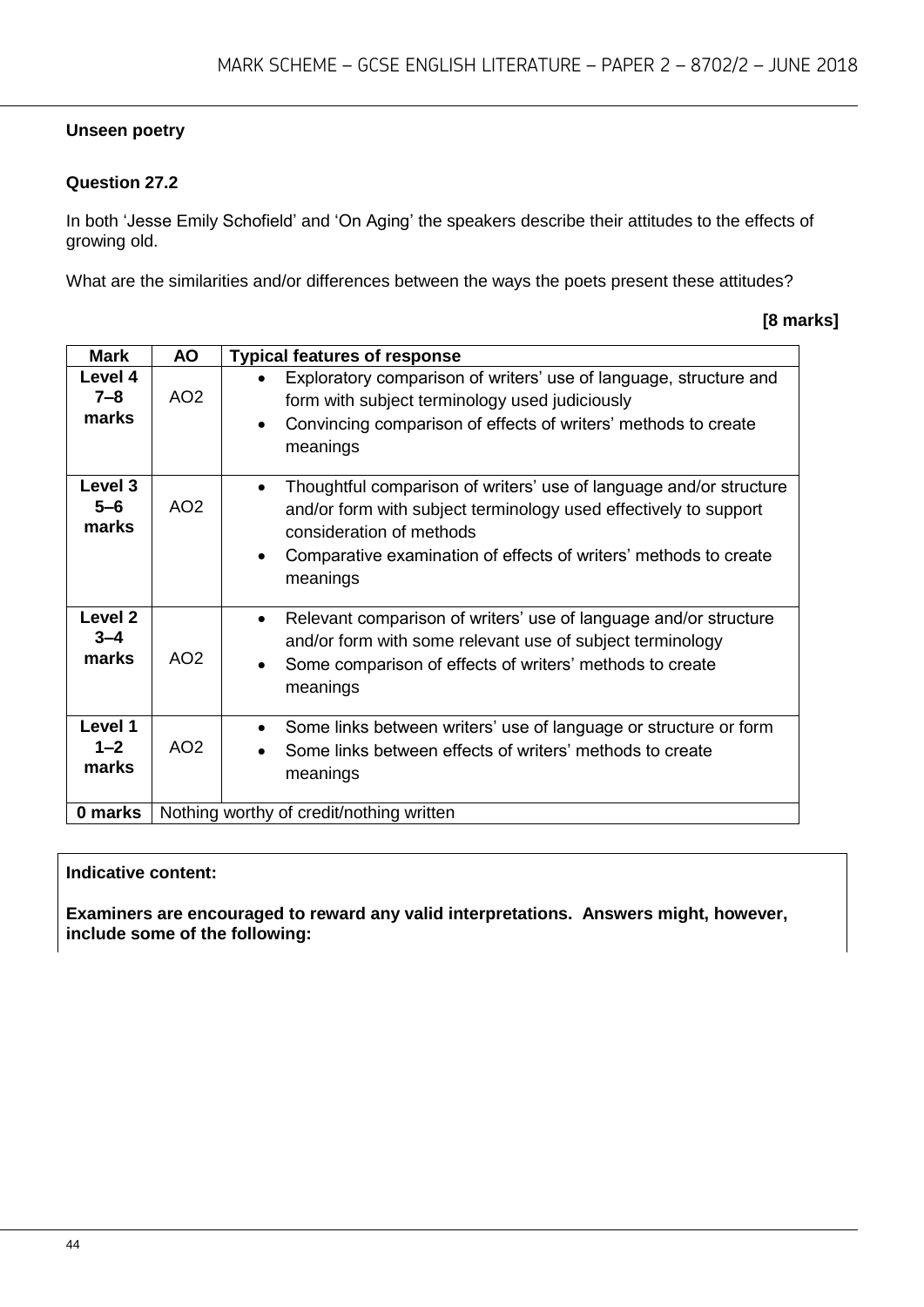**Unseen poetry**

**Question 27.2**

In both 'Jesse Emily Schofield' and 'On Aging' the speakers describe their attitudes to the effects of growing old.

What are the similarities and/or differences between the ways the poets present these attitudes?

**[8 marks]**

| Mark | AO | Typical features of response |
|---|---|---|
| **Level 4 7–8 marks** | AO2 | • Exploratory comparison of writers' use of language, structure and form with subject terminology used judiciously<br>• Convincing comparison of effects of writers' methods to create meanings |
| **Level 3 5–6 marks** | AO2 | • Thoughtful comparison of writers' use of language and/or structure and/or form with subject terminology used effectively to support consideration of methods<br>• Comparative examination of effects of writers' methods to create meanings |
| **Level 2 3–4 marks** | AO2 | • Relevant comparison of writers' use of language and/or structure and/or form with some relevant use of subject terminology<br>• Some comparison of effects of writers' methods to create meanings |
| **Level 1 1–2 marks** | AO2 | • Some links between writers' use of language or structure or form<br>• Some links between effects of writers' methods to create meanings |
| **0 marks** | Nothing worthy of credit/nothing written | |

**Indicative content:**

**Examiners are encouraged to reward any valid interpretations. Answers might, however, include some of the following:**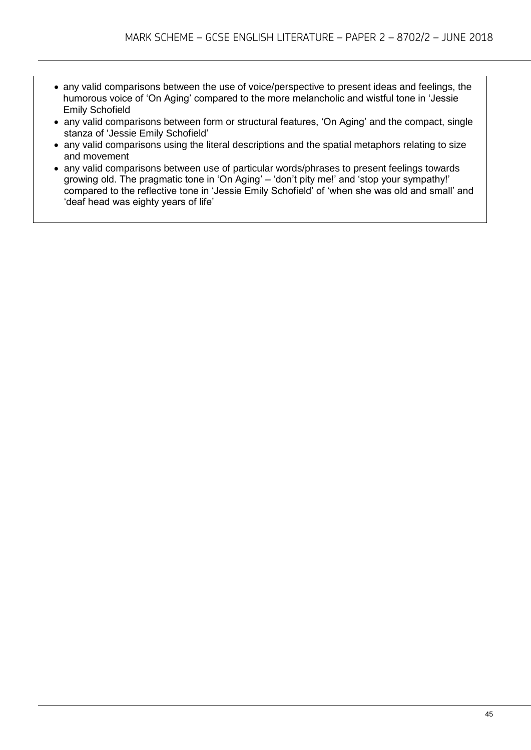- any valid comparisons between the use of voice/perspective to present ideas and feelings, the humorous voice of 'On Aging' compared to the more melancholic and wistful tone in 'Jessie Emily Schofield
- any valid comparisons between form or structural features, 'On Aging' and the compact, single stanza of 'Jessie Emily Schofield'
- any valid comparisons using the literal descriptions and the spatial metaphors relating to size and movement
- any valid comparisons between use of particular words/phrases to present feelings towards growing old. The pragmatic tone in 'On Aging' – 'don't pity me!' and 'stop your sympathy!' compared to the reflective tone in 'Jessie Emily Schofield' of 'when she was old and small' and 'deaf head was eighty years of life'